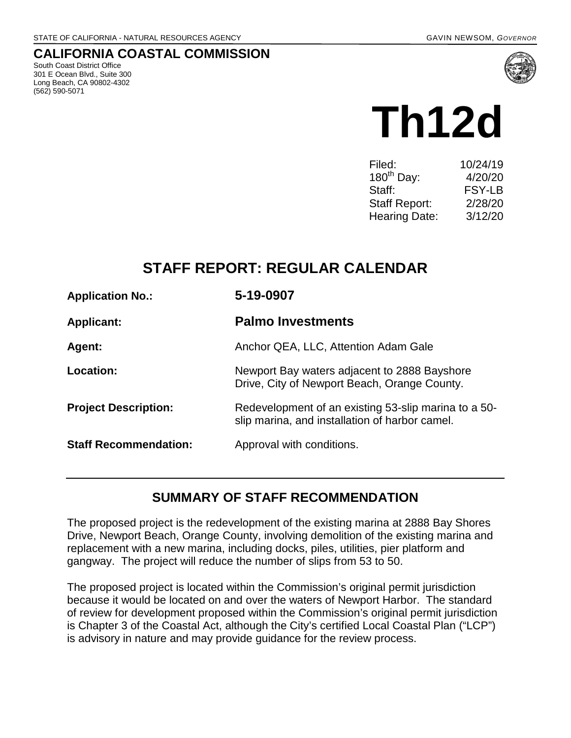STATE OF CALIFORNIA - NATURAL RESOURCES AGENCY GAVIN NEWSOM, *GOVERNOR*

**CALIFORNIA COASTAL COMMISSION**
South Coast District Office
301 E Ocean Blvd., Suite 300
Long Beach, CA 90802-4302
(562) 590-5071

# Th12d

| | |
|---|---|
| Filed: | 10/24/19 |
| 180th Day: | 4/20/20 |
| Staff: | FSY-LB |
| Staff Report: | 2/28/20 |
| Hearing Date: | 3/12/20 |

## STAFF REPORT: REGULAR CALENDAR

| | |
|---|---|
| **Application No.:** | **5-19-0907** |
| **Applicant:** | **Palmo Investments** |
| **Agent:** | Anchor QEA, LLC, Attention Adam Gale |
| **Location:** | Newport Bay waters adjacent to 2888 Bayshore Drive, City of Newport Beach, Orange County. |
| **Project Description:** | Redevelopment of an existing 53-slip marina to a 50-slip marina, and installation of harbor camel. |
| **Staff Recommendation:** | Approval with conditions. |

## SUMMARY OF STAFF RECOMMENDATION

The proposed project is the redevelopment of the existing marina at 2888 Bay Shores Drive, Newport Beach, Orange County, involving demolition of the existing marina and replacement with a new marina, including docks, piles, utilities, pier platform and gangway. The project will reduce the number of slips from 53 to 50.

The proposed project is located within the Commission's original permit jurisdiction because it would be located on and over the waters of Newport Harbor. The standard of review for development proposed within the Commission's original permit jurisdiction is Chapter 3 of the Coastal Act, although the City's certified Local Coastal Plan ("LCP") is advisory in nature and may provide guidance for the review process.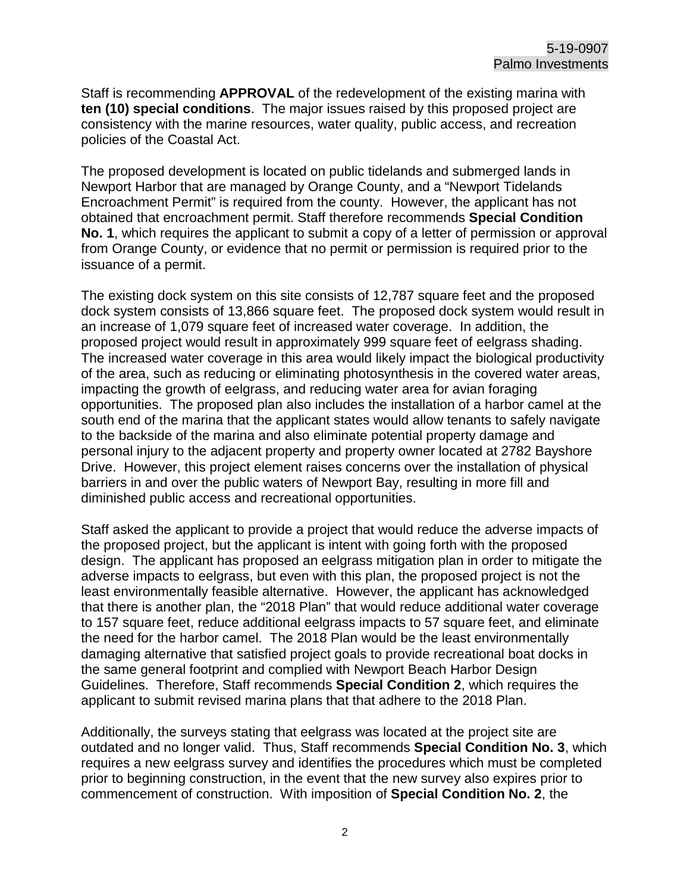Staff is recommending **APPROVAL** of the redevelopment of the existing marina with **ten (10) special conditions**. The major issues raised by this proposed project are consistency with the marine resources, water quality, public access, and recreation policies of the Coastal Act.

The proposed development is located on public tidelands and submerged lands in Newport Harbor that are managed by Orange County, and a "Newport Tidelands Encroachment Permit" is required from the county. However, the applicant has not obtained that encroachment permit. Staff therefore recommends **Special Condition No. 1**, which requires the applicant to submit a copy of a letter of permission or approval from Orange County, or evidence that no permit or permission is required prior to the issuance of a permit.

The existing dock system on this site consists of 12,787 square feet and the proposed dock system consists of 13,866 square feet. The proposed dock system would result in an increase of 1,079 square feet of increased water coverage. In addition, the proposed project would result in approximately 999 square feet of eelgrass shading. The increased water coverage in this area would likely impact the biological productivity of the area, such as reducing or eliminating photosynthesis in the covered water areas, impacting the growth of eelgrass, and reducing water area for avian foraging opportunities. The proposed plan also includes the installation of a harbor camel at the south end of the marina that the applicant states would allow tenants to safely navigate to the backside of the marina and also eliminate potential property damage and personal injury to the adjacent property and property owner located at 2782 Bayshore Drive. However, this project element raises concerns over the installation of physical barriers in and over the public waters of Newport Bay, resulting in more fill and diminished public access and recreational opportunities.

Staff asked the applicant to provide a project that would reduce the adverse impacts of the proposed project, but the applicant is intent with going forth with the proposed design. The applicant has proposed an eelgrass mitigation plan in order to mitigate the adverse impacts to eelgrass, but even with this plan, the proposed project is not the least environmentally feasible alternative. However, the applicant has acknowledged that there is another plan, the "2018 Plan" that would reduce additional water coverage to 157 square feet, reduce additional eelgrass impacts to 57 square feet, and eliminate the need for the harbor camel. The 2018 Plan would be the least environmentally damaging alternative that satisfied project goals to provide recreational boat docks in the same general footprint and complied with Newport Beach Harbor Design Guidelines. Therefore, Staff recommends **Special Condition 2**, which requires the applicant to submit revised marina plans that that adhere to the 2018 Plan.

Additionally, the surveys stating that eelgrass was located at the project site are outdated and no longer valid. Thus, Staff recommends **Special Condition No. 3**, which requires a new eelgrass survey and identifies the procedures which must be completed prior to beginning construction, in the event that the new survey also expires prior to commencement of construction. With imposition of **Special Condition No. 2**, the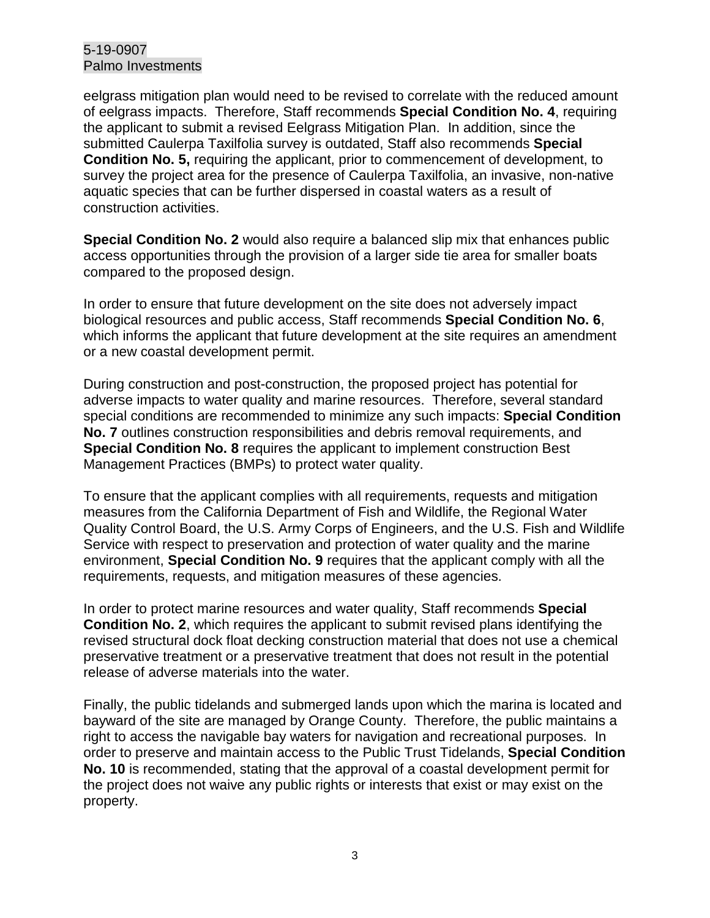eelgrass mitigation plan would need to be revised to correlate with the reduced amount of eelgrass impacts. Therefore, Staff recommends **Special Condition No. 4**, requiring the applicant to submit a revised Eelgrass Mitigation Plan. In addition, since the submitted Caulerpa Taxilfolia survey is outdated, Staff also recommends **Special Condition No. 5,** requiring the applicant, prior to commencement of development, to survey the project area for the presence of Caulerpa Taxilfolia, an invasive, non-native aquatic species that can be further dispersed in coastal waters as a result of construction activities.

**Special Condition No. 2** would also require a balanced slip mix that enhances public access opportunities through the provision of a larger side tie area for smaller boats compared to the proposed design.

In order to ensure that future development on the site does not adversely impact biological resources and public access, Staff recommends **Special Condition No. 6**, which informs the applicant that future development at the site requires an amendment or a new coastal development permit.

During construction and post-construction, the proposed project has potential for adverse impacts to water quality and marine resources. Therefore, several standard special conditions are recommended to minimize any such impacts: **Special Condition No. 7** outlines construction responsibilities and debris removal requirements, and **Special Condition No. 8** requires the applicant to implement construction Best Management Practices (BMPs) to protect water quality.

To ensure that the applicant complies with all requirements, requests and mitigation measures from the California Department of Fish and Wildlife, the Regional Water Quality Control Board, the U.S. Army Corps of Engineers, and the U.S. Fish and Wildlife Service with respect to preservation and protection of water quality and the marine environment, **Special Condition No. 9** requires that the applicant comply with all the requirements, requests, and mitigation measures of these agencies.

In order to protect marine resources and water quality, Staff recommends **Special Condition No. 2**, which requires the applicant to submit revised plans identifying the revised structural dock float decking construction material that does not use a chemical preservative treatment or a preservative treatment that does not result in the potential release of adverse materials into the water.

Finally, the public tidelands and submerged lands upon which the marina is located and bayward of the site are managed by Orange County. Therefore, the public maintains a right to access the navigable bay waters for navigation and recreational purposes. In order to preserve and maintain access to the Public Trust Tidelands, **Special Condition No. 10** is recommended, stating that the approval of a coastal development permit for the project does not waive any public rights or interests that exist or may exist on the property.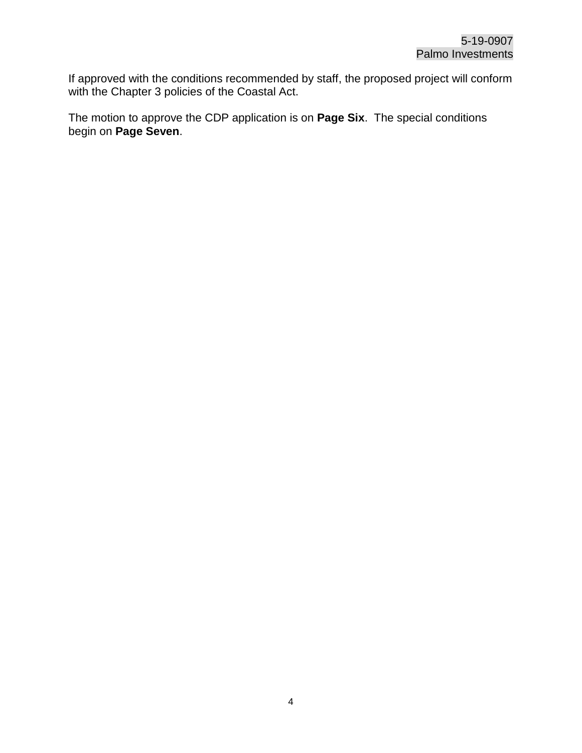If approved with the conditions recommended by staff, the proposed project will conform with the Chapter 3 policies of the Coastal Act.

The motion to approve the CDP application is on **Page Six**. The special conditions begin on **Page Seven**.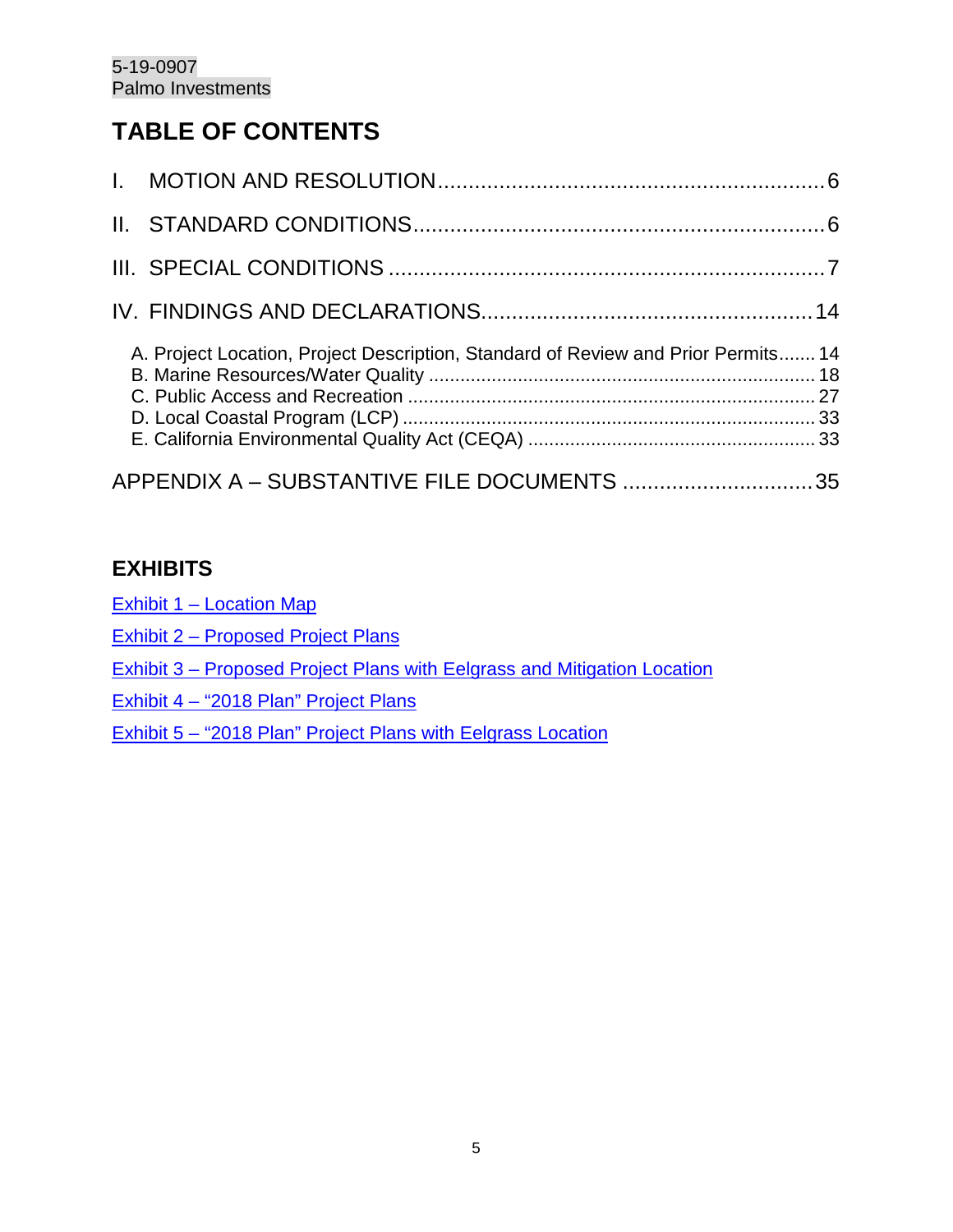# TABLE OF CONTENTS

I. MOTION AND RESOLUTION.............................................................6

II. STANDARD CONDITIONS.................................................................6

III. SPECIAL CONDITIONS ......................................................................7

IV. FINDINGS AND DECLARATIONS....................................................14

- A. Project Location, Project Description, Standard of Review and Prior Permits....... 14
- B. Marine Resources/Water Quality ........................................................................ 18
- C. Public Access and Recreation ............................................................................ 27
- D. Local Coastal Program (LCP) ............................................................................. 33
- E. California Environmental Quality Act (CEQA) ...................................................... 33

APPENDIX A – SUBSTANTIVE FILE DOCUMENTS ...............................35

## EXHIBITS

Exhibit 1 – Location Map

Exhibit 2 – Proposed Project Plans

Exhibit 3 – Proposed Project Plans with Eelgrass and Mitigation Location

Exhibit 4 – "2018 Plan" Project Plans

Exhibit 5 – "2018 Plan" Project Plans with Eelgrass Location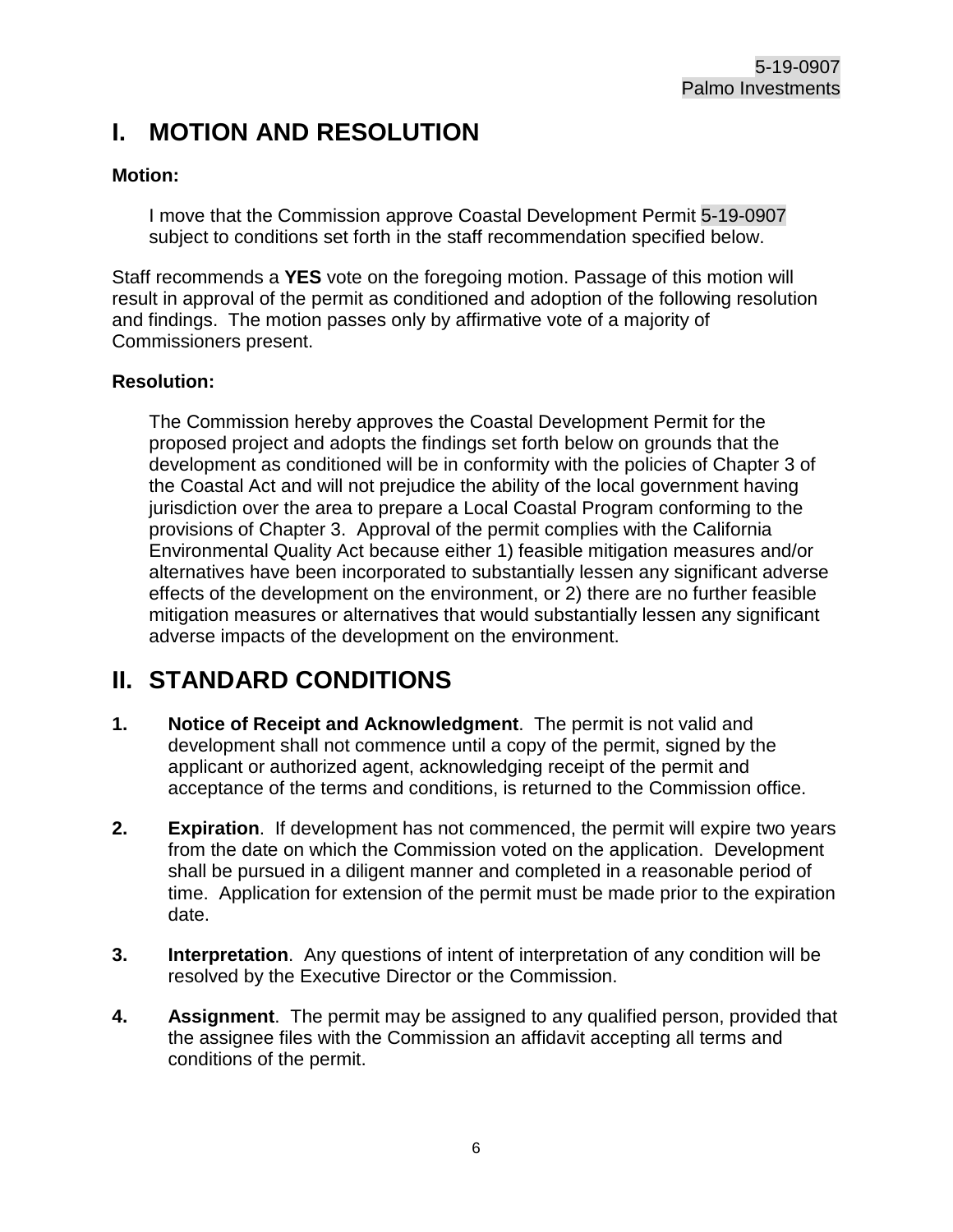# I. MOTION AND RESOLUTION

**Motion:**

I move that the Commission approve Coastal Development Permit 5-19-0907 subject to conditions set forth in the staff recommendation specified below.

Staff recommends a **YES** vote on the foregoing motion. Passage of this motion will result in approval of the permit as conditioned and adoption of the following resolution and findings. The motion passes only by affirmative vote of a majority of Commissioners present.

**Resolution:**

The Commission hereby approves the Coastal Development Permit for the proposed project and adopts the findings set forth below on grounds that the development as conditioned will be in conformity with the policies of Chapter 3 of the Coastal Act and will not prejudice the ability of the local government having jurisdiction over the area to prepare a Local Coastal Program conforming to the provisions of Chapter 3. Approval of the permit complies with the California Environmental Quality Act because either 1) feasible mitigation measures and/or alternatives have been incorporated to substantially lessen any significant adverse effects of the development on the environment, or 2) there are no further feasible mitigation measures or alternatives that would substantially lessen any significant adverse impacts of the development on the environment.

# II. STANDARD CONDITIONS

1. **Notice of Receipt and Acknowledgment**. The permit is not valid and development shall not commence until a copy of the permit, signed by the applicant or authorized agent, acknowledging receipt of the permit and acceptance of the terms and conditions, is returned to the Commission office.

2. **Expiration**. If development has not commenced, the permit will expire two years from the date on which the Commission voted on the application. Development shall be pursued in a diligent manner and completed in a reasonable period of time. Application for extension of the permit must be made prior to the expiration date.

3. **Interpretation**. Any questions of intent of interpretation of any condition will be resolved by the Executive Director or the Commission.

4. **Assignment**. The permit may be assigned to any qualified person, provided that the assignee files with the Commission an affidavit accepting all terms and conditions of the permit.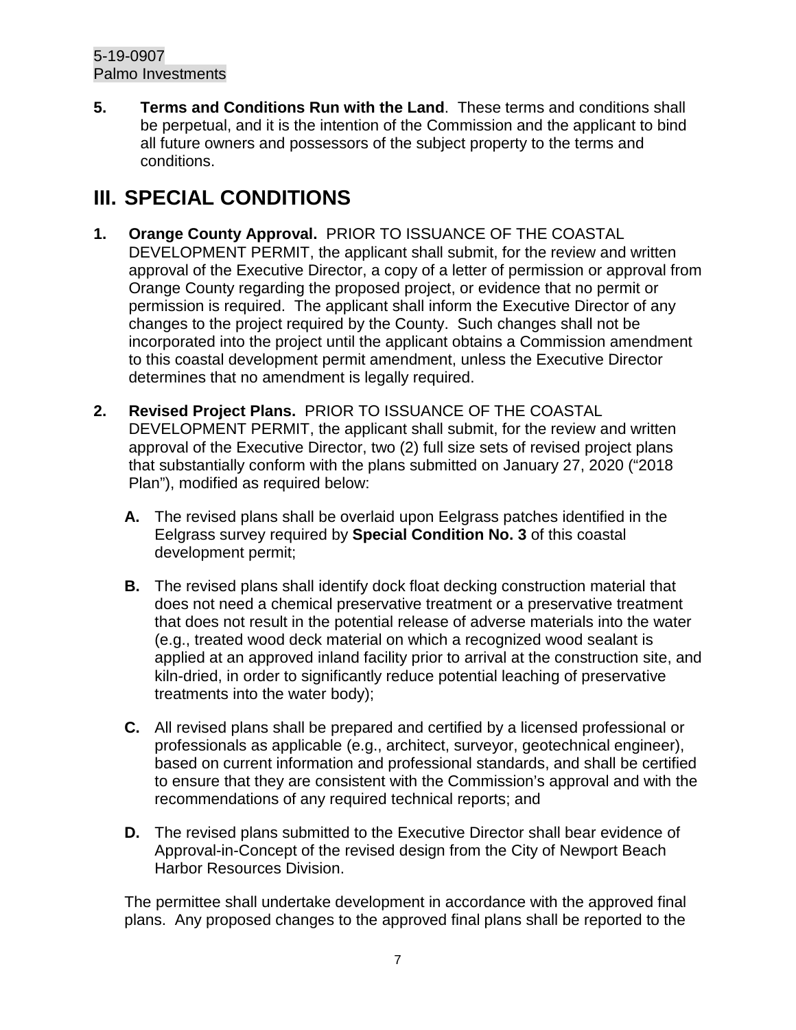**5. Terms and Conditions Run with the Land**. These terms and conditions shall be perpetual, and it is the intention of the Commission and the applicant to bind all future owners and possessors of the subject property to the terms and conditions.

# III. SPECIAL CONDITIONS

**1. Orange County Approval.** PRIOR TO ISSUANCE OF THE COASTAL DEVELOPMENT PERMIT, the applicant shall submit, for the review and written approval of the Executive Director, a copy of a letter of permission or approval from Orange County regarding the proposed project, or evidence that no permit or permission is required. The applicant shall inform the Executive Director of any changes to the project required by the County. Such changes shall not be incorporated into the project until the applicant obtains a Commission amendment to this coastal development permit amendment, unless the Executive Director determines that no amendment is legally required.

**2. Revised Project Plans.** PRIOR TO ISSUANCE OF THE COASTAL DEVELOPMENT PERMIT, the applicant shall submit, for the review and written approval of the Executive Director, two (2) full size sets of revised project plans that substantially conform with the plans submitted on January 27, 2020 ("2018 Plan"), modified as required below:

**A.** The revised plans shall be overlaid upon Eelgrass patches identified in the Eelgrass survey required by **Special Condition No. 3** of this coastal development permit;

**B.** The revised plans shall identify dock float decking construction material that does not need a chemical preservative treatment or a preservative treatment that does not result in the potential release of adverse materials into the water (e.g., treated wood deck material on which a recognized wood sealant is applied at an approved inland facility prior to arrival at the construction site, and kiln-dried, in order to significantly reduce potential leaching of preservative treatments into the water body);

**C.** All revised plans shall be prepared and certified by a licensed professional or professionals as applicable (e.g., architect, surveyor, geotechnical engineer), based on current information and professional standards, and shall be certified to ensure that they are consistent with the Commission's approval and with the recommendations of any required technical reports; and

**D.** The revised plans submitted to the Executive Director shall bear evidence of Approval-in-Concept of the revised design from the City of Newport Beach Harbor Resources Division.

The permittee shall undertake development in accordance with the approved final plans. Any proposed changes to the approved final plans shall be reported to the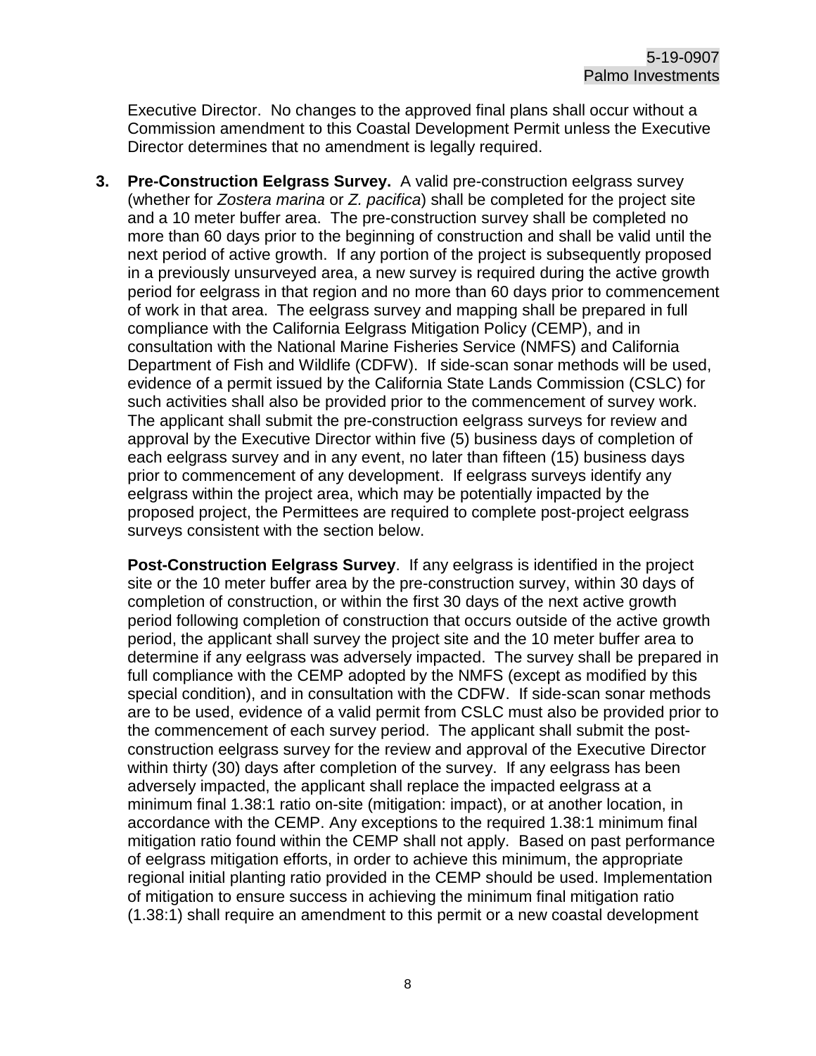Executive Director. No changes to the approved final plans shall occur without a Commission amendment to this Coastal Development Permit unless the Executive Director determines that no amendment is legally required.

3. **Pre-Construction Eelgrass Survey.** A valid pre-construction eelgrass survey (whether for *Zostera marina* or *Z. pacifica*) shall be completed for the project site and a 10 meter buffer area. The pre-construction survey shall be completed no more than 60 days prior to the beginning of construction and shall be valid until the next period of active growth. If any portion of the project is subsequently proposed in a previously unsurveyed area, a new survey is required during the active growth period for eelgrass in that region and no more than 60 days prior to commencement of work in that area. The eelgrass survey and mapping shall be prepared in full compliance with the California Eelgrass Mitigation Policy (CEMP), and in consultation with the National Marine Fisheries Service (NMFS) and California Department of Fish and Wildlife (CDFW). If side-scan sonar methods will be used, evidence of a permit issued by the California State Lands Commission (CSLC) for such activities shall also be provided prior to the commencement of survey work. The applicant shall submit the pre-construction eelgrass surveys for review and approval by the Executive Director within five (5) business days of completion of each eelgrass survey and in any event, no later than fifteen (15) business days prior to commencement of any development. If eelgrass surveys identify any eelgrass within the project area, which may be potentially impacted by the proposed project, the Permittees are required to complete post-project eelgrass surveys consistent with the section below.

   **Post-Construction Eelgrass Survey**. If any eelgrass is identified in the project site or the 10 meter buffer area by the pre-construction survey, within 30 days of completion of construction, or within the first 30 days of the next active growth period following completion of construction that occurs outside of the active growth period, the applicant shall survey the project site and the 10 meter buffer area to determine if any eelgrass was adversely impacted. The survey shall be prepared in full compliance with the CEMP adopted by the NMFS (except as modified by this special condition), and in consultation with the CDFW. If side-scan sonar methods are to be used, evidence of a valid permit from CSLC must also be provided prior to the commencement of each survey period. The applicant shall submit the post-construction eelgrass survey for the review and approval of the Executive Director within thirty (30) days after completion of the survey. If any eelgrass has been adversely impacted, the applicant shall replace the impacted eelgrass at a minimum final 1.38:1 ratio on-site (mitigation: impact), or at another location, in accordance with the CEMP. Any exceptions to the required 1.38:1 minimum final mitigation ratio found within the CEMP shall not apply. Based on past performance of eelgrass mitigation efforts, in order to achieve this minimum, the appropriate regional initial planting ratio provided in the CEMP should be used. Implementation of mitigation to ensure success in achieving the minimum final mitigation ratio (1.38:1) shall require an amendment to this permit or a new coastal development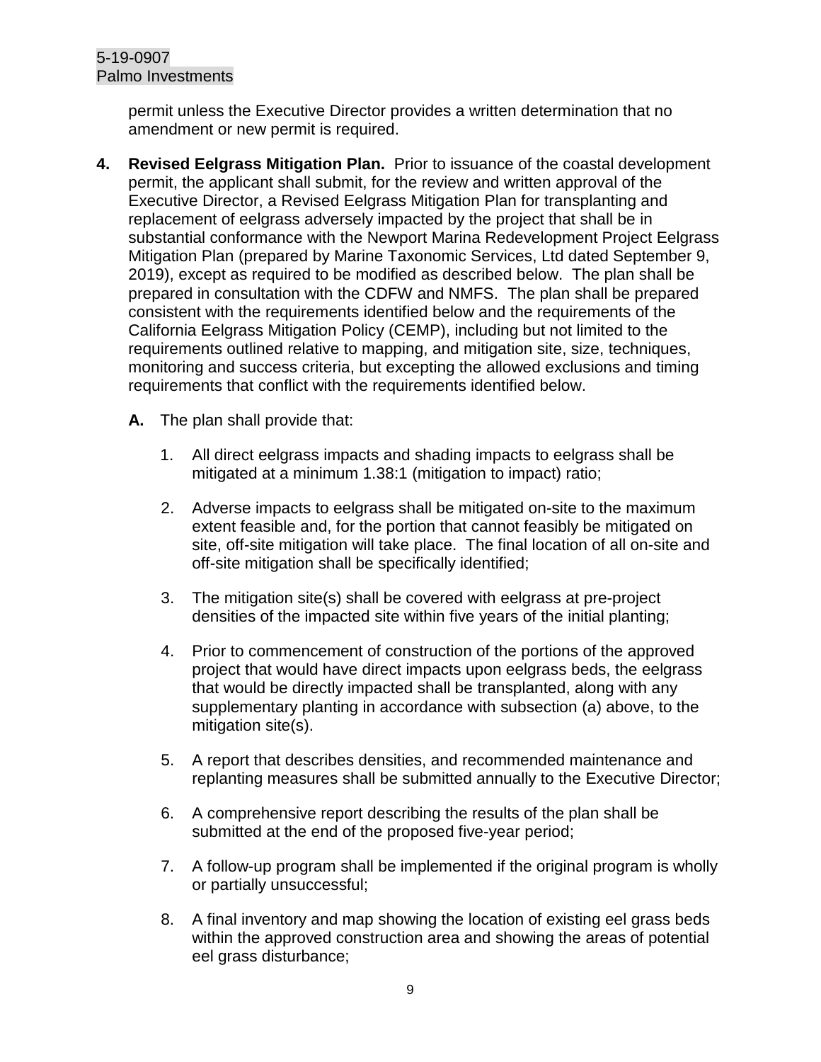permit unless the Executive Director provides a written determination that no amendment or new permit is required.

**4. Revised Eelgrass Mitigation Plan.** Prior to issuance of the coastal development permit, the applicant shall submit, for the review and written approval of the Executive Director, a Revised Eelgrass Mitigation Plan for transplanting and replacement of eelgrass adversely impacted by the project that shall be in substantial conformance with the Newport Marina Redevelopment Project Eelgrass Mitigation Plan (prepared by Marine Taxonomic Services, Ltd dated September 9, 2019), except as required to be modified as described below. The plan shall be prepared in consultation with the CDFW and NMFS. The plan shall be prepared consistent with the requirements identified below and the requirements of the California Eelgrass Mitigation Policy (CEMP), including but not limited to the requirements outlined relative to mapping, and mitigation site, size, techniques, monitoring and success criteria, but excepting the allowed exclusions and timing requirements that conflict with the requirements identified below.

**A.** The plan shall provide that:

1. All direct eelgrass impacts and shading impacts to eelgrass shall be mitigated at a minimum 1.38:1 (mitigation to impact) ratio;

2. Adverse impacts to eelgrass shall be mitigated on-site to the maximum extent feasible and, for the portion that cannot feasibly be mitigated on site, off-site mitigation will take place. The final location of all on-site and off-site mitigation shall be specifically identified;

3. The mitigation site(s) shall be covered with eelgrass at pre-project densities of the impacted site within five years of the initial planting;

4. Prior to commencement of construction of the portions of the approved project that would have direct impacts upon eelgrass beds, the eelgrass that would be directly impacted shall be transplanted, along with any supplementary planting in accordance with subsection (a) above, to the mitigation site(s).

5. A report that describes densities, and recommended maintenance and replanting measures shall be submitted annually to the Executive Director;

6. A comprehensive report describing the results of the plan shall be submitted at the end of the proposed five-year period;

7. A follow-up program shall be implemented if the original program is wholly or partially unsuccessful;

8. A final inventory and map showing the location of existing eel grass beds within the approved construction area and showing the areas of potential eel grass disturbance;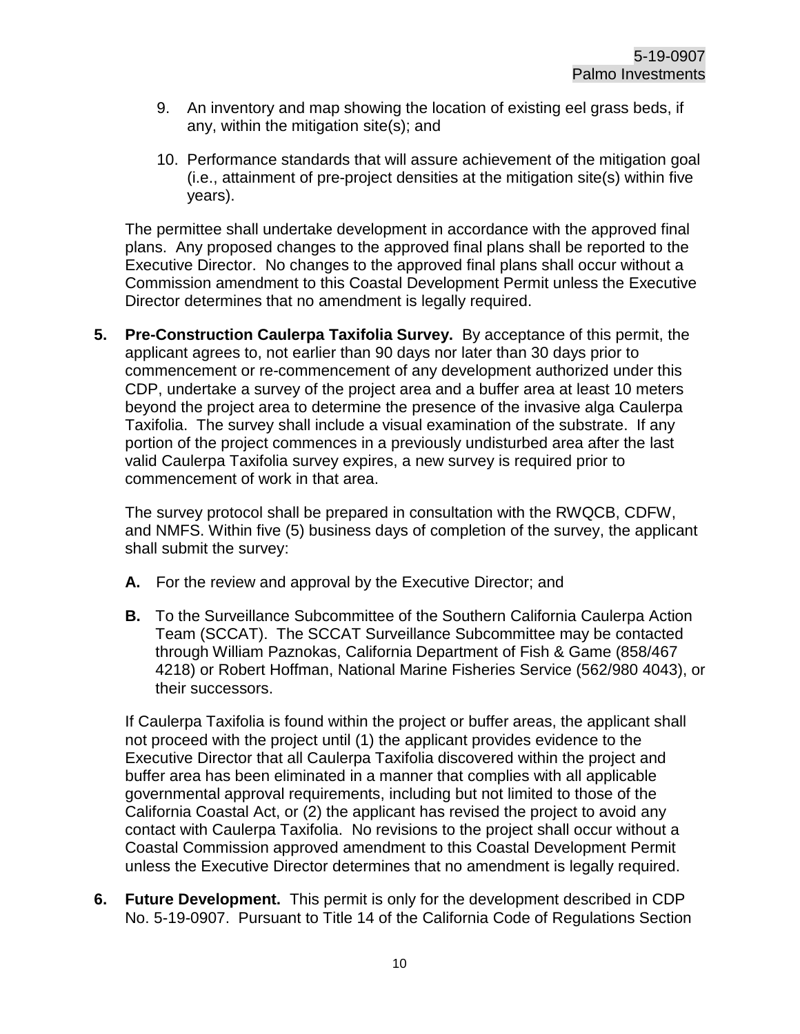9. An inventory and map showing the location of existing eel grass beds, if any, within the mitigation site(s); and

10. Performance standards that will assure achievement of the mitigation goal (i.e., attainment of pre-project densities at the mitigation site(s) within five years).

The permittee shall undertake development in accordance with the approved final plans. Any proposed changes to the approved final plans shall be reported to the Executive Director. No changes to the approved final plans shall occur without a Commission amendment to this Coastal Development Permit unless the Executive Director determines that no amendment is legally required.

**5. Pre-Construction Caulerpa Taxifolia Survey.** By acceptance of this permit, the applicant agrees to, not earlier than 90 days nor later than 30 days prior to commencement or re-commencement of any development authorized under this CDP, undertake a survey of the project area and a buffer area at least 10 meters beyond the project area to determine the presence of the invasive alga Caulerpa Taxifolia. The survey shall include a visual examination of the substrate. If any portion of the project commences in a previously undisturbed area after the last valid Caulerpa Taxifolia survey expires, a new survey is required prior to commencement of work in that area.

The survey protocol shall be prepared in consultation with the RWQCB, CDFW, and NMFS. Within five (5) business days of completion of the survey, the applicant shall submit the survey:

**A.** For the review and approval by the Executive Director; and

**B.** To the Surveillance Subcommittee of the Southern California Caulerpa Action Team (SCCAT). The SCCAT Surveillance Subcommittee may be contacted through William Paznokas, California Department of Fish & Game (858/467 4218) or Robert Hoffman, National Marine Fisheries Service (562/980 4043), or their successors.

If Caulerpa Taxifolia is found within the project or buffer areas, the applicant shall not proceed with the project until (1) the applicant provides evidence to the Executive Director that all Caulerpa Taxifolia discovered within the project and buffer area has been eliminated in a manner that complies with all applicable governmental approval requirements, including but not limited to those of the California Coastal Act, or (2) the applicant has revised the project to avoid any contact with Caulerpa Taxifolia. No revisions to the project shall occur without a Coastal Commission approved amendment to this Coastal Development Permit unless the Executive Director determines that no amendment is legally required.

**6. Future Development.** This permit is only for the development described in CDP No. 5-19-0907. Pursuant to Title 14 of the California Code of Regulations Section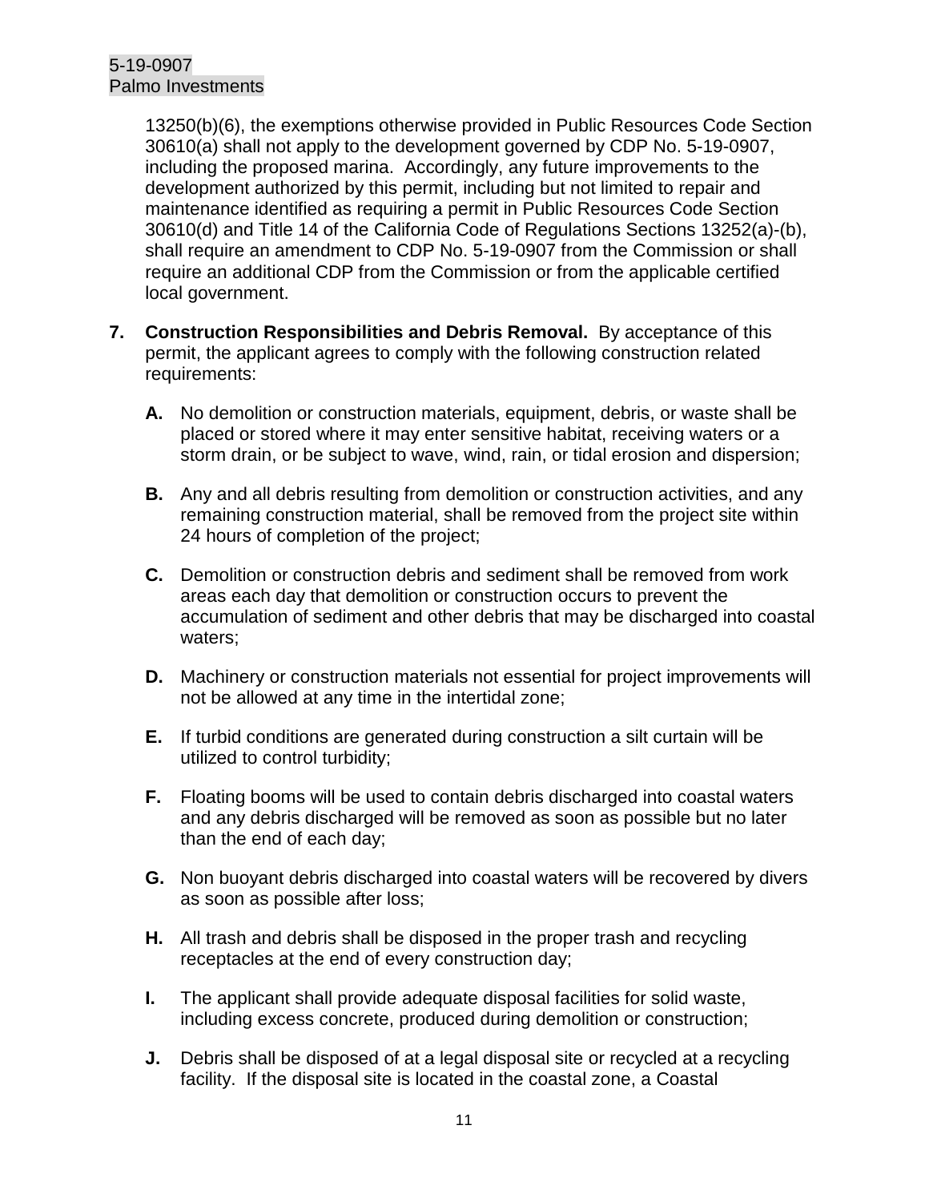13250(b)(6), the exemptions otherwise provided in Public Resources Code Section 30610(a) shall not apply to the development governed by CDP No. 5-19-0907, including the proposed marina. Accordingly, any future improvements to the development authorized by this permit, including but not limited to repair and maintenance identified as requiring a permit in Public Resources Code Section 30610(d) and Title 14 of the California Code of Regulations Sections 13252(a)-(b), shall require an amendment to CDP No. 5-19-0907 from the Commission or shall require an additional CDP from the Commission or from the applicable certified local government.

7. **Construction Responsibilities and Debris Removal.** By acceptance of this permit, the applicant agrees to comply with the following construction related requirements:

   **A.** No demolition or construction materials, equipment, debris, or waste shall be placed or stored where it may enter sensitive habitat, receiving waters or a storm drain, or be subject to wave, wind, rain, or tidal erosion and dispersion;

   **B.** Any and all debris resulting from demolition or construction activities, and any remaining construction material, shall be removed from the project site within 24 hours of completion of the project;

   **C.** Demolition or construction debris and sediment shall be removed from work areas each day that demolition or construction occurs to prevent the accumulation of sediment and other debris that may be discharged into coastal waters;

   **D.** Machinery or construction materials not essential for project improvements will not be allowed at any time in the intertidal zone;

   **E.** If turbid conditions are generated during construction a silt curtain will be utilized to control turbidity;

   **F.** Floating booms will be used to contain debris discharged into coastal waters and any debris discharged will be removed as soon as possible but no later than the end of each day;

   **G.** Non buoyant debris discharged into coastal waters will be recovered by divers as soon as possible after loss;

   **H.** All trash and debris shall be disposed in the proper trash and recycling receptacles at the end of every construction day;

   **I.** The applicant shall provide adequate disposal facilities for solid waste, including excess concrete, produced during demolition or construction;

   **J.** Debris shall be disposed of at a legal disposal site or recycled at a recycling facility. If the disposal site is located in the coastal zone, a Coastal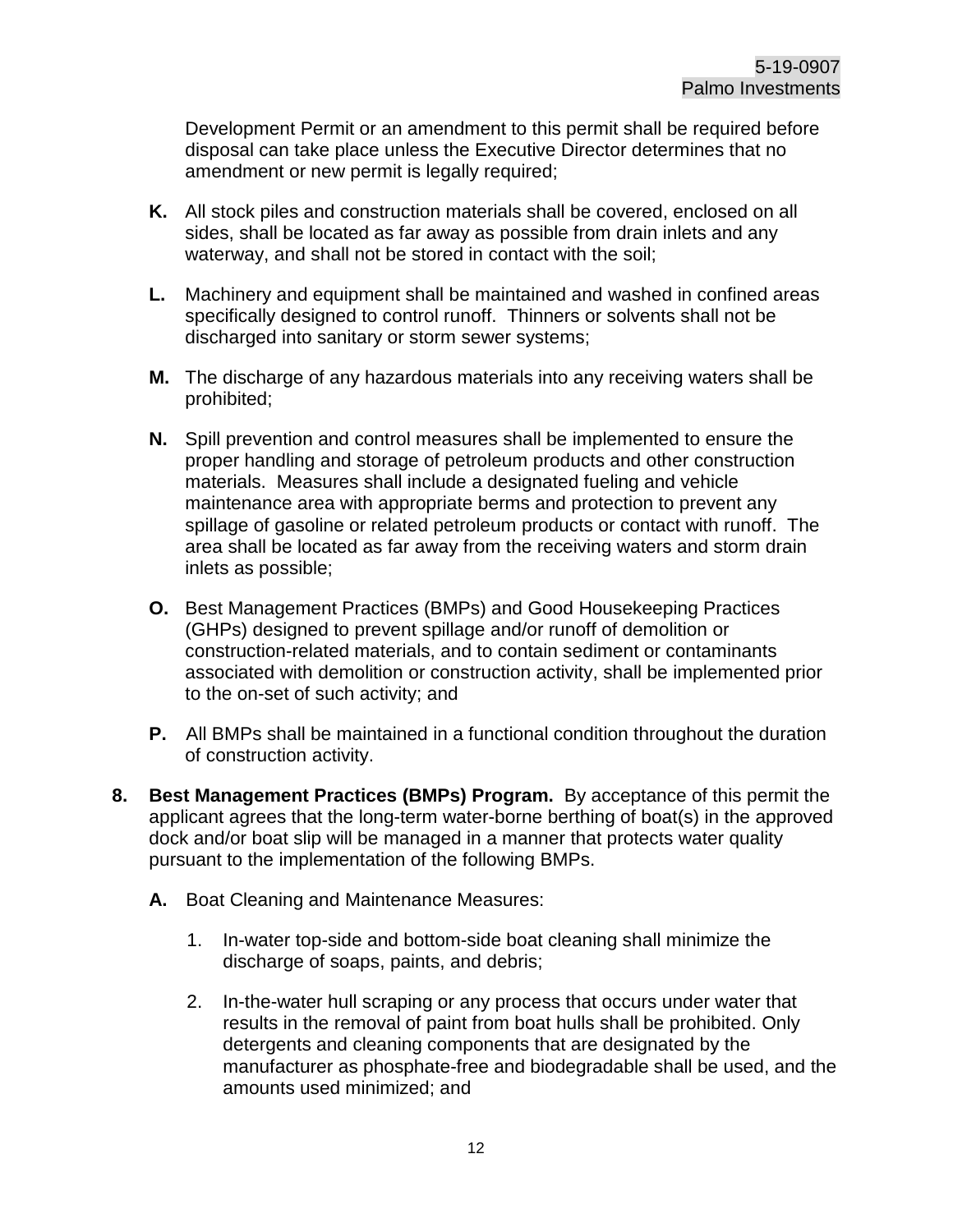Development Permit or an amendment to this permit shall be required before disposal can take place unless the Executive Director determines that no amendment or new permit is legally required;

**K.** All stock piles and construction materials shall be covered, enclosed on all sides, shall be located as far away as possible from drain inlets and any waterway, and shall not be stored in contact with the soil;

**L.** Machinery and equipment shall be maintained and washed in confined areas specifically designed to control runoff. Thinners or solvents shall not be discharged into sanitary or storm sewer systems;

**M.** The discharge of any hazardous materials into any receiving waters shall be prohibited;

**N.** Spill prevention and control measures shall be implemented to ensure the proper handling and storage of petroleum products and other construction materials. Measures shall include a designated fueling and vehicle maintenance area with appropriate berms and protection to prevent any spillage of gasoline or related petroleum products or contact with runoff. The area shall be located as far away from the receiving waters and storm drain inlets as possible;

**O.** Best Management Practices (BMPs) and Good Housekeeping Practices (GHPs) designed to prevent spillage and/or runoff of demolition or construction-related materials, and to contain sediment or contaminants associated with demolition or construction activity, shall be implemented prior to the on-set of such activity; and

**P.** All BMPs shall be maintained in a functional condition throughout the duration of construction activity.

**8. Best Management Practices (BMPs) Program.** By acceptance of this permit the applicant agrees that the long-term water-borne berthing of boat(s) in the approved dock and/or boat slip will be managed in a manner that protects water quality pursuant to the implementation of the following BMPs.

**A.** Boat Cleaning and Maintenance Measures:

1. In-water top-side and bottom-side boat cleaning shall minimize the discharge of soaps, paints, and debris;

2. In-the-water hull scraping or any process that occurs under water that results in the removal of paint from boat hulls shall be prohibited. Only detergents and cleaning components that are designated by the manufacturer as phosphate-free and biodegradable shall be used, and the amounts used minimized; and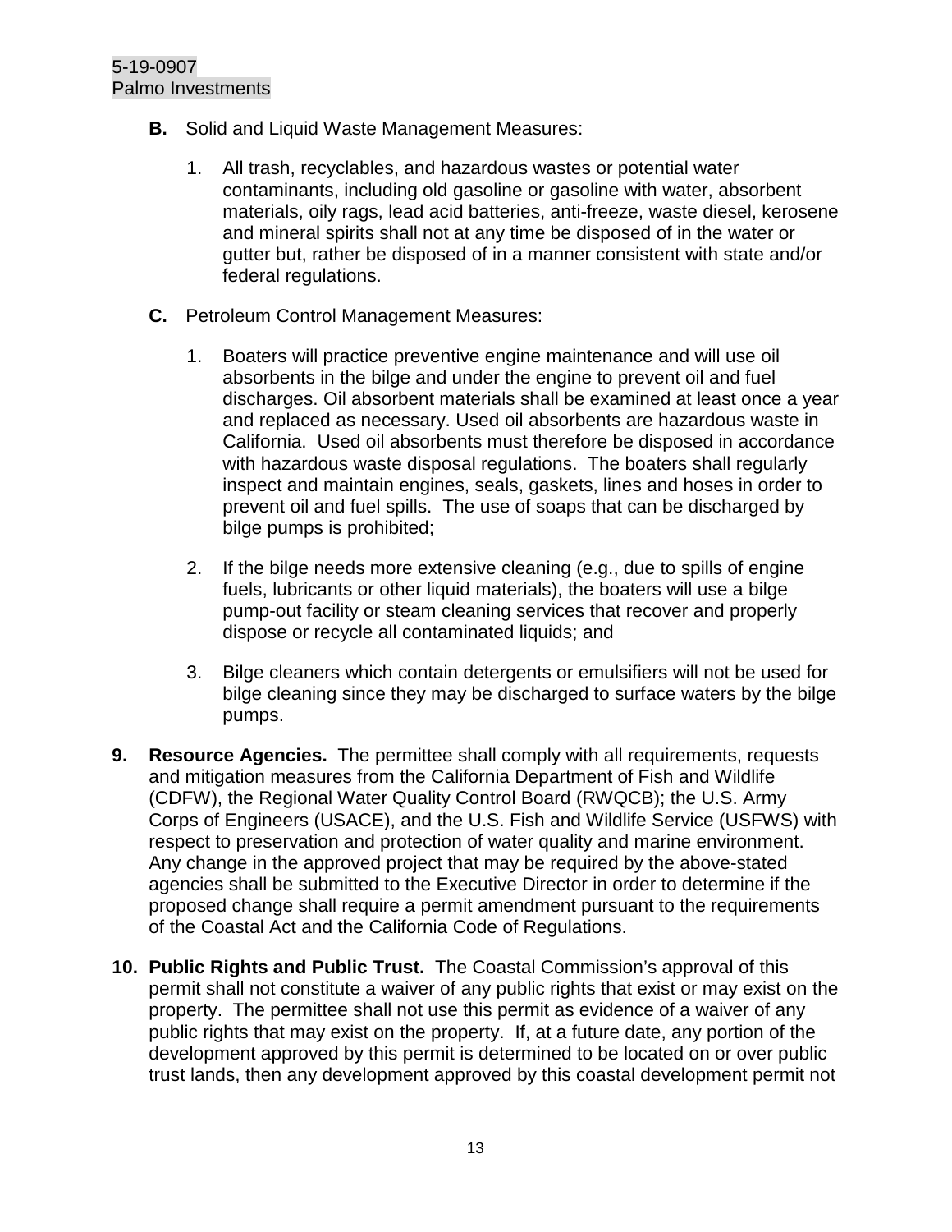**B.** Solid and Liquid Waste Management Measures:

1. All trash, recyclables, and hazardous wastes or potential water contaminants, including old gasoline or gasoline with water, absorbent materials, oily rags, lead acid batteries, anti-freeze, waste diesel, kerosene and mineral spirits shall not at any time be disposed of in the water or gutter but, rather be disposed of in a manner consistent with state and/or federal regulations.

**C.** Petroleum Control Management Measures:

1. Boaters will practice preventive engine maintenance and will use oil absorbents in the bilge and under the engine to prevent oil and fuel discharges. Oil absorbent materials shall be examined at least once a year and replaced as necessary. Used oil absorbents are hazardous waste in California. Used oil absorbents must therefore be disposed in accordance with hazardous waste disposal regulations. The boaters shall regularly inspect and maintain engines, seals, gaskets, lines and hoses in order to prevent oil and fuel spills. The use of soaps that can be discharged by bilge pumps is prohibited;

2. If the bilge needs more extensive cleaning (e.g., due to spills of engine fuels, lubricants or other liquid materials), the boaters will use a bilge pump-out facility or steam cleaning services that recover and properly dispose or recycle all contaminated liquids; and

3. Bilge cleaners which contain detergents or emulsifiers will not be used for bilge cleaning since they may be discharged to surface waters by the bilge pumps.

**9. Resource Agencies.** The permittee shall comply with all requirements, requests and mitigation measures from the California Department of Fish and Wildlife (CDFW), the Regional Water Quality Control Board (RWQCB); the U.S. Army Corps of Engineers (USACE), and the U.S. Fish and Wildlife Service (USFWS) with respect to preservation and protection of water quality and marine environment. Any change in the approved project that may be required by the above-stated agencies shall be submitted to the Executive Director in order to determine if the proposed change shall require a permit amendment pursuant to the requirements of the Coastal Act and the California Code of Regulations.

**10. Public Rights and Public Trust.** The Coastal Commission's approval of this permit shall not constitute a waiver of any public rights that exist or may exist on the property. The permittee shall not use this permit as evidence of a waiver of any public rights that may exist on the property. If, at a future date, any portion of the development approved by this permit is determined to be located on or over public trust lands, then any development approved by this coastal development permit not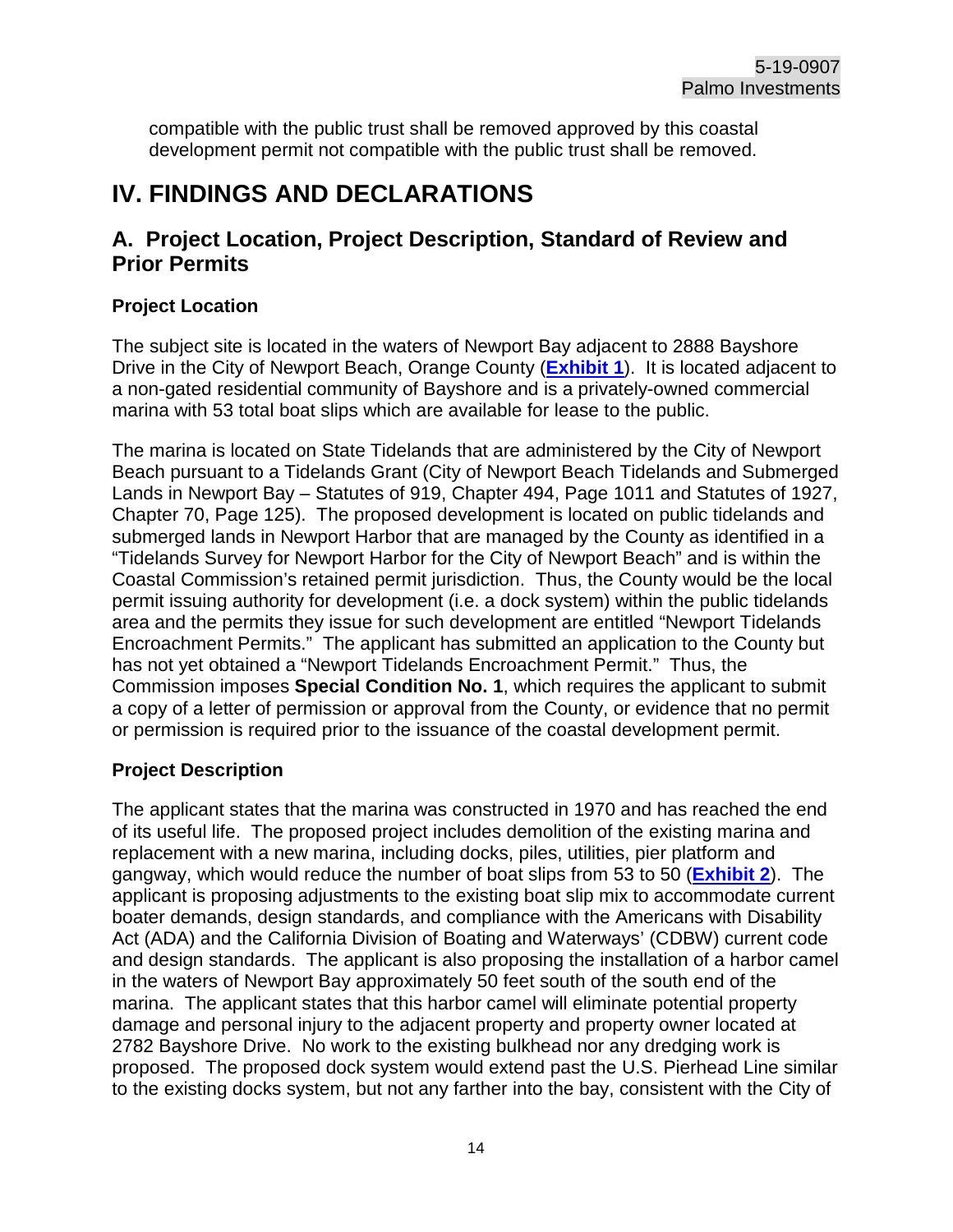compatible with the public trust shall be removed approved by this coastal development permit not compatible with the public trust shall be removed.

# IV. FINDINGS AND DECLARATIONS

## A. Project Location, Project Description, Standard of Review and Prior Permits

### Project Location

The subject site is located in the waters of Newport Bay adjacent to 2888 Bayshore Drive in the City of Newport Beach, Orange County (**Exhibit 1**). It is located adjacent to a non-gated residential community of Bayshore and is a privately-owned commercial marina with 53 total boat slips which are available for lease to the public.

The marina is located on State Tidelands that are administered by the City of Newport Beach pursuant to a Tidelands Grant (City of Newport Beach Tidelands and Submerged Lands in Newport Bay – Statutes of 919, Chapter 494, Page 1011 and Statutes of 1927, Chapter 70, Page 125). The proposed development is located on public tidelands and submerged lands in Newport Harbor that are managed by the County as identified in a "Tidelands Survey for Newport Harbor for the City of Newport Beach" and is within the Coastal Commission's retained permit jurisdiction. Thus, the County would be the local permit issuing authority for development (i.e. a dock system) within the public tidelands area and the permits they issue for such development are entitled "Newport Tidelands Encroachment Permits." The applicant has submitted an application to the County but has not yet obtained a "Newport Tidelands Encroachment Permit." Thus, the Commission imposes **Special Condition No. 1**, which requires the applicant to submit a copy of a letter of permission or approval from the County, or evidence that no permit or permission is required prior to the issuance of the coastal development permit.

### Project Description

The applicant states that the marina was constructed in 1970 and has reached the end of its useful life. The proposed project includes demolition of the existing marina and replacement with a new marina, including docks, piles, utilities, pier platform and gangway, which would reduce the number of boat slips from 53 to 50 (**Exhibit 2**). The applicant is proposing adjustments to the existing boat slip mix to accommodate current boater demands, design standards, and compliance with the Americans with Disability Act (ADA) and the California Division of Boating and Waterways' (CDBW) current code and design standards. The applicant is also proposing the installation of a harbor camel in the waters of Newport Bay approximately 50 feet south of the south end of the marina. The applicant states that this harbor camel will eliminate potential property damage and personal injury to the adjacent property and property owner located at 2782 Bayshore Drive. No work to the existing bulkhead nor any dredging work is proposed. The proposed dock system would extend past the U.S. Pierhead Line similar to the existing docks system, but not any farther into the bay, consistent with the City of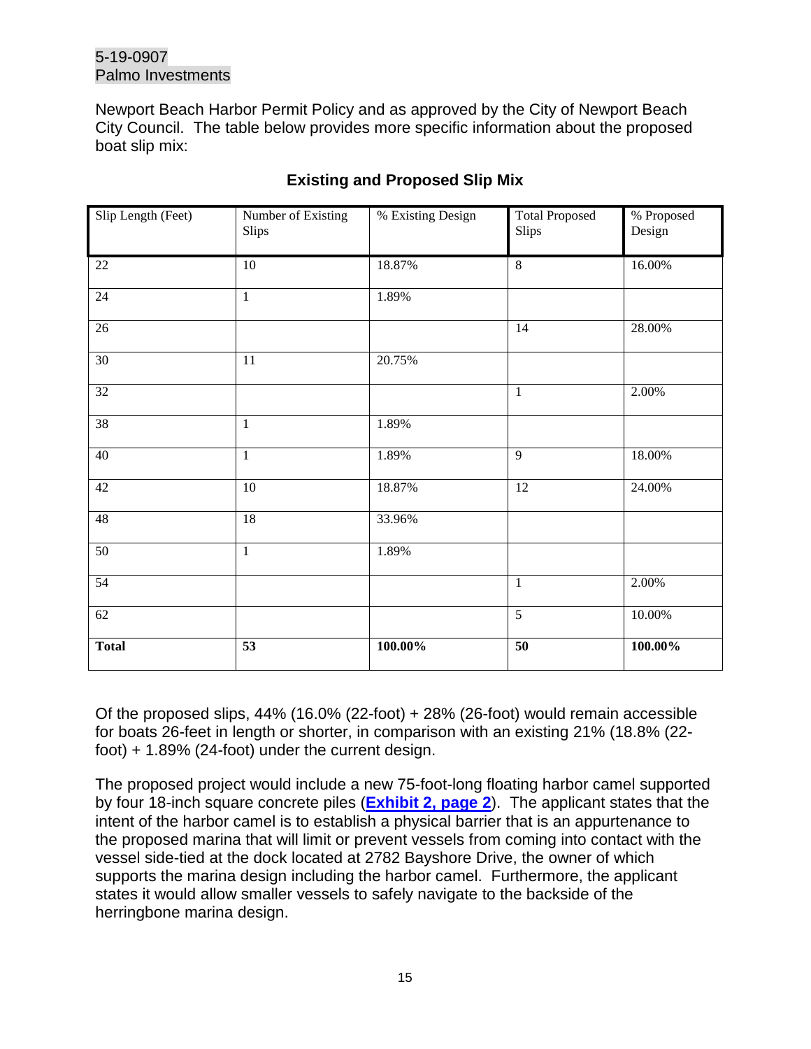Newport Beach Harbor Permit Policy and as approved by the City of Newport Beach City Council. The table below provides more specific information about the proposed boat slip mix:

**Existing and Proposed Slip Mix**

| Slip Length (Feet) | Number of Existing Slips | % Existing Design | Total Proposed Slips | % Proposed Design |
|---|---|---|---|---|
| 22 | 10 | 18.87% | 8 | 16.00% |
| 24 | 1 | 1.89% | | |
| 26 | | | 14 | 28.00% |
| 30 | 11 | 20.75% | | |
| 32 | | | 1 | 2.00% |
| 38 | 1 | 1.89% | | |
| 40 | 1 | 1.89% | 9 | 18.00% |
| 42 | 10 | 18.87% | 12 | 24.00% |
| 48 | 18 | 33.96% | | |
| 50 | 1 | 1.89% | | |
| 54 | | | 1 | 2.00% |
| 62 | | | 5 | 10.00% |
| **Total** | **53** | **100.00%** | **50** | **100.00%** |

Of the proposed slips, 44% (16.0% (22-foot) + 28% (26-foot) would remain accessible for boats 26-feet in length or shorter, in comparison with an existing 21% (18.8% (22-foot) + 1.89% (24-foot) under the current design.

The proposed project would include a new 75-foot-long floating harbor camel supported by four 18-inch square concrete piles (**Exhibit 2, page 2**). The applicant states that the intent of the harbor camel is to establish a physical barrier that is an appurtenance to the proposed marina that will limit or prevent vessels from coming into contact with the vessel side-tied at the dock located at 2782 Bayshore Drive, the owner of which supports the marina design including the harbor camel. Furthermore, the applicant states it would allow smaller vessels to safely navigate to the backside of the herringbone marina design.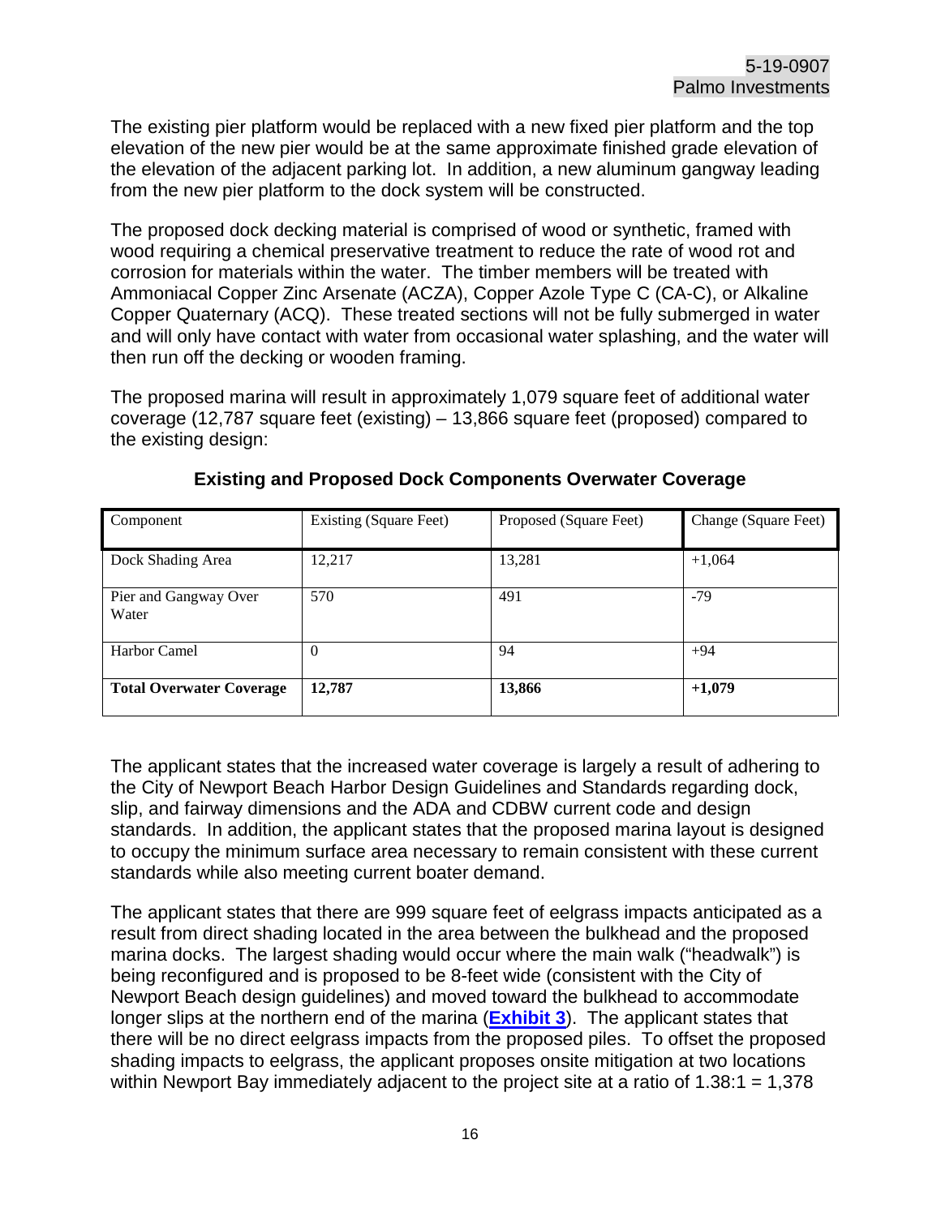The existing pier platform would be replaced with a new fixed pier platform and the top elevation of the new pier would be at the same approximate finished grade elevation of the elevation of the adjacent parking lot. In addition, a new aluminum gangway leading from the new pier platform to the dock system will be constructed.

The proposed dock decking material is comprised of wood or synthetic, framed with wood requiring a chemical preservative treatment to reduce the rate of wood rot and corrosion for materials within the water. The timber members will be treated with Ammoniacal Copper Zinc Arsenate (ACZA), Copper Azole Type C (CA-C), or Alkaline Copper Quaternary (ACQ). These treated sections will not be fully submerged in water and will only have contact with water from occasional water splashing, and the water will then run off the decking or wooden framing.

The proposed marina will result in approximately 1,079 square feet of additional water coverage (12,787 square feet (existing) – 13,866 square feet (proposed) compared to the existing design:

**Existing and Proposed Dock Components Overwater Coverage**

| Component | Existing (Square Feet) | Proposed (Square Feet) | Change (Square Feet) |
|---|---|---|---|
| Dock Shading Area | 12,217 | 13,281 | +1,064 |
| Pier and Gangway Over Water | 570 | 491 | -79 |
| Harbor Camel | 0 | 94 | +94 |
| **Total Overwater Coverage** | **12,787** | **13,866** | **+1,079** |

The applicant states that the increased water coverage is largely a result of adhering to the City of Newport Beach Harbor Design Guidelines and Standards regarding dock, slip, and fairway dimensions and the ADA and CDBW current code and design standards. In addition, the applicant states that the proposed marina layout is designed to occupy the minimum surface area necessary to remain consistent with these current standards while also meeting current boater demand.

The applicant states that there are 999 square feet of eelgrass impacts anticipated as a result from direct shading located in the area between the bulkhead and the proposed marina docks. The largest shading would occur where the main walk ("headwalk") is being reconfigured and is proposed to be 8-feet wide (consistent with the City of Newport Beach design guidelines) and moved toward the bulkhead to accommodate longer slips at the northern end of the marina (**Exhibit 3**). The applicant states that there will be no direct eelgrass impacts from the proposed piles. To offset the proposed shading impacts to eelgrass, the applicant proposes onsite mitigation at two locations within Newport Bay immediately adjacent to the project site at a ratio of 1.38:1 = 1,378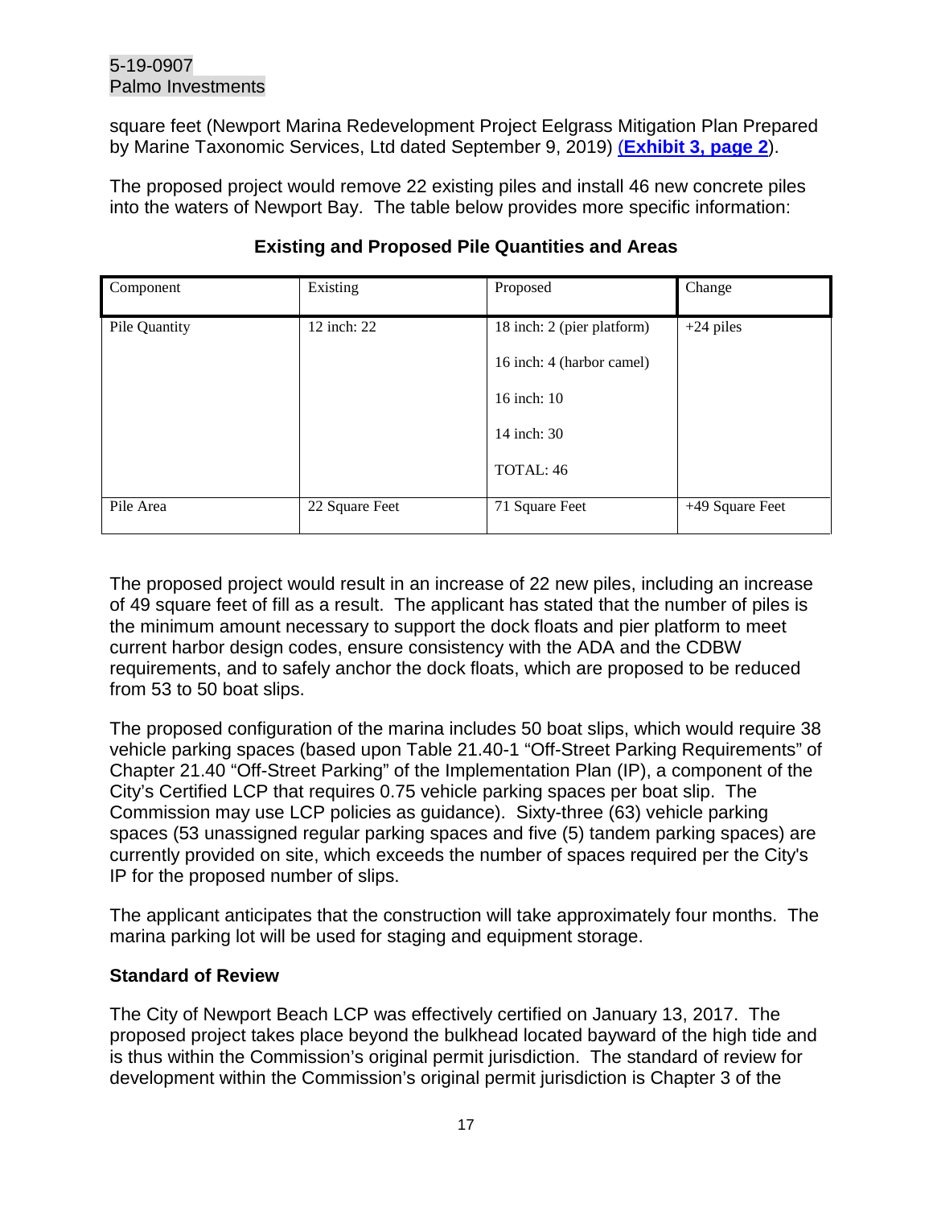square feet (Newport Marina Redevelopment Project Eelgrass Mitigation Plan Prepared by Marine Taxonomic Services, Ltd dated September 9, 2019) (**Exhibit 3, page 2**).

The proposed project would remove 22 existing piles and install 46 new concrete piles into the waters of Newport Bay. The table below provides more specific information:

**Existing and Proposed Pile Quantities and Areas**

| Component | Existing | Proposed | Change |
|---|---|---|---|
| Pile Quantity | 12 inch: 22 | 18 inch: 2 (pier platform)<br>16 inch: 4 (harbor camel)<br>16 inch: 10<br>14 inch: 30<br>TOTAL: 46 | +24 piles |
| Pile Area | 22 Square Feet | 71 Square Feet | +49 Square Feet |

The proposed project would result in an increase of 22 new piles, including an increase of 49 square feet of fill as a result. The applicant has stated that the number of piles is the minimum amount necessary to support the dock floats and pier platform to meet current harbor design codes, ensure consistency with the ADA and the CDBW requirements, and to safely anchor the dock floats, which are proposed to be reduced from 53 to 50 boat slips.

The proposed configuration of the marina includes 50 boat slips, which would require 38 vehicle parking spaces (based upon Table 21.40-1 "Off-Street Parking Requirements" of Chapter 21.40 "Off-Street Parking" of the Implementation Plan (IP), a component of the City's Certified LCP that requires 0.75 vehicle parking spaces per boat slip. The Commission may use LCP policies as guidance). Sixty-three (63) vehicle parking spaces (53 unassigned regular parking spaces and five (5) tandem parking spaces) are currently provided on site, which exceeds the number of spaces required per the City's IP for the proposed number of slips.

The applicant anticipates that the construction will take approximately four months. The marina parking lot will be used for staging and equipment storage.

### Standard of Review

The City of Newport Beach LCP was effectively certified on January 13, 2017. The proposed project takes place beyond the bulkhead located bayward of the high tide and is thus within the Commission's original permit jurisdiction. The standard of review for development within the Commission's original permit jurisdiction is Chapter 3 of the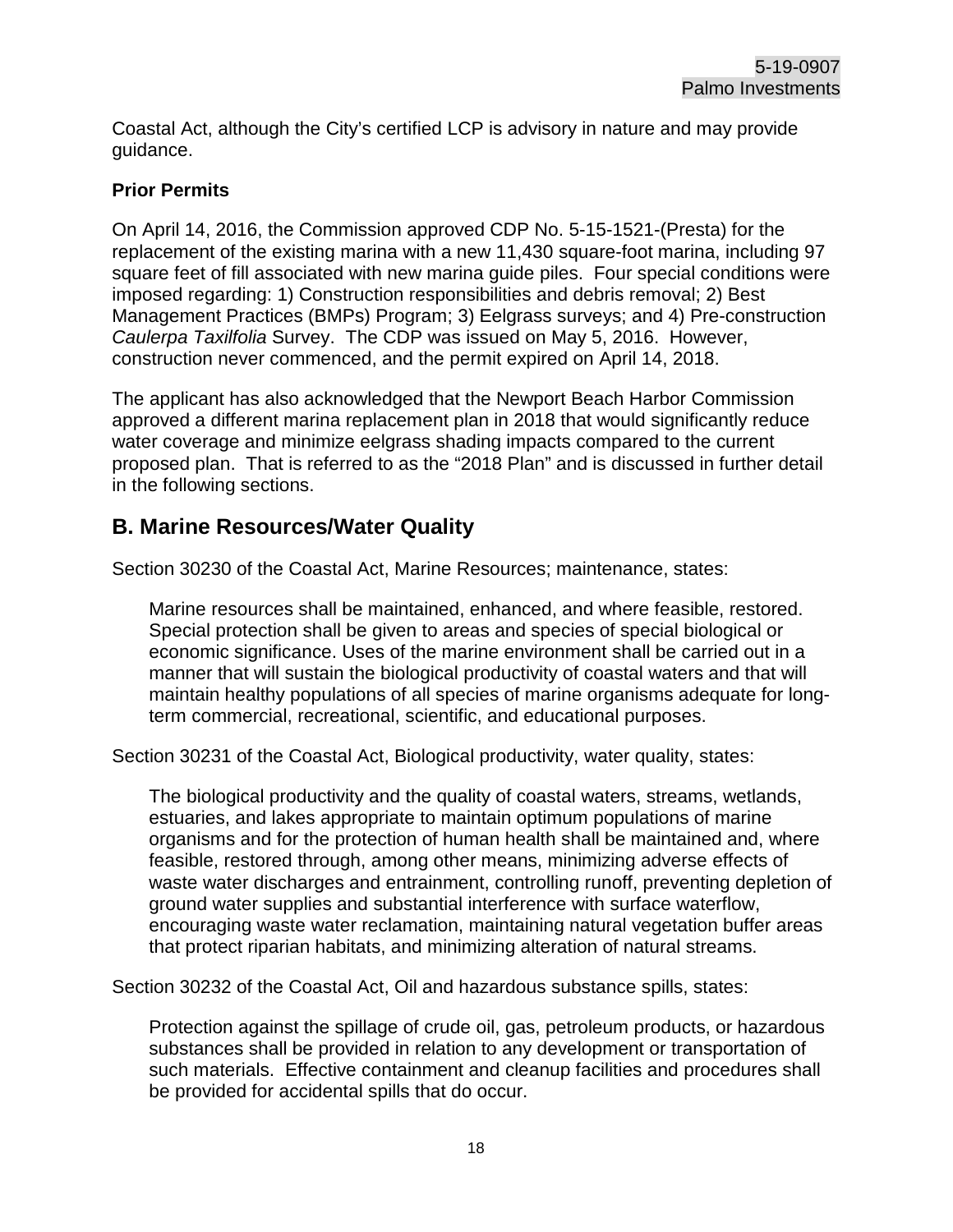Coastal Act, although the City's certified LCP is advisory in nature and may provide guidance.

**Prior Permits**

On April 14, 2016, the Commission approved CDP No. 5-15-1521-(Presta) for the replacement of the existing marina with a new 11,430 square-foot marina, including 97 square feet of fill associated with new marina guide piles. Four special conditions were imposed regarding: 1) Construction responsibilities and debris removal; 2) Best Management Practices (BMPs) Program; 3) Eelgrass surveys; and 4) Pre-construction *Caulerpa Taxilfolia* Survey. The CDP was issued on May 5, 2016. However, construction never commenced, and the permit expired on April 14, 2018.

The applicant has also acknowledged that the Newport Beach Harbor Commission approved a different marina replacement plan in 2018 that would significantly reduce water coverage and minimize eelgrass shading impacts compared to the current proposed plan. That is referred to as the "2018 Plan" and is discussed in further detail in the following sections.

## B. Marine Resources/Water Quality

Section 30230 of the Coastal Act, Marine Resources; maintenance, states:

> Marine resources shall be maintained, enhanced, and where feasible, restored. Special protection shall be given to areas and species of special biological or economic significance. Uses of the marine environment shall be carried out in a manner that will sustain the biological productivity of coastal waters and that will maintain healthy populations of all species of marine organisms adequate for long-term commercial, recreational, scientific, and educational purposes.

Section 30231 of the Coastal Act, Biological productivity, water quality, states:

> The biological productivity and the quality of coastal waters, streams, wetlands, estuaries, and lakes appropriate to maintain optimum populations of marine organisms and for the protection of human health shall be maintained and, where feasible, restored through, among other means, minimizing adverse effects of waste water discharges and entrainment, controlling runoff, preventing depletion of ground water supplies and substantial interference with surface waterflow, encouraging waste water reclamation, maintaining natural vegetation buffer areas that protect riparian habitats, and minimizing alteration of natural streams.

Section 30232 of the Coastal Act, Oil and hazardous substance spills, states:

> Protection against the spillage of crude oil, gas, petroleum products, or hazardous substances shall be provided in relation to any development or transportation of such materials. Effective containment and cleanup facilities and procedures shall be provided for accidental spills that do occur.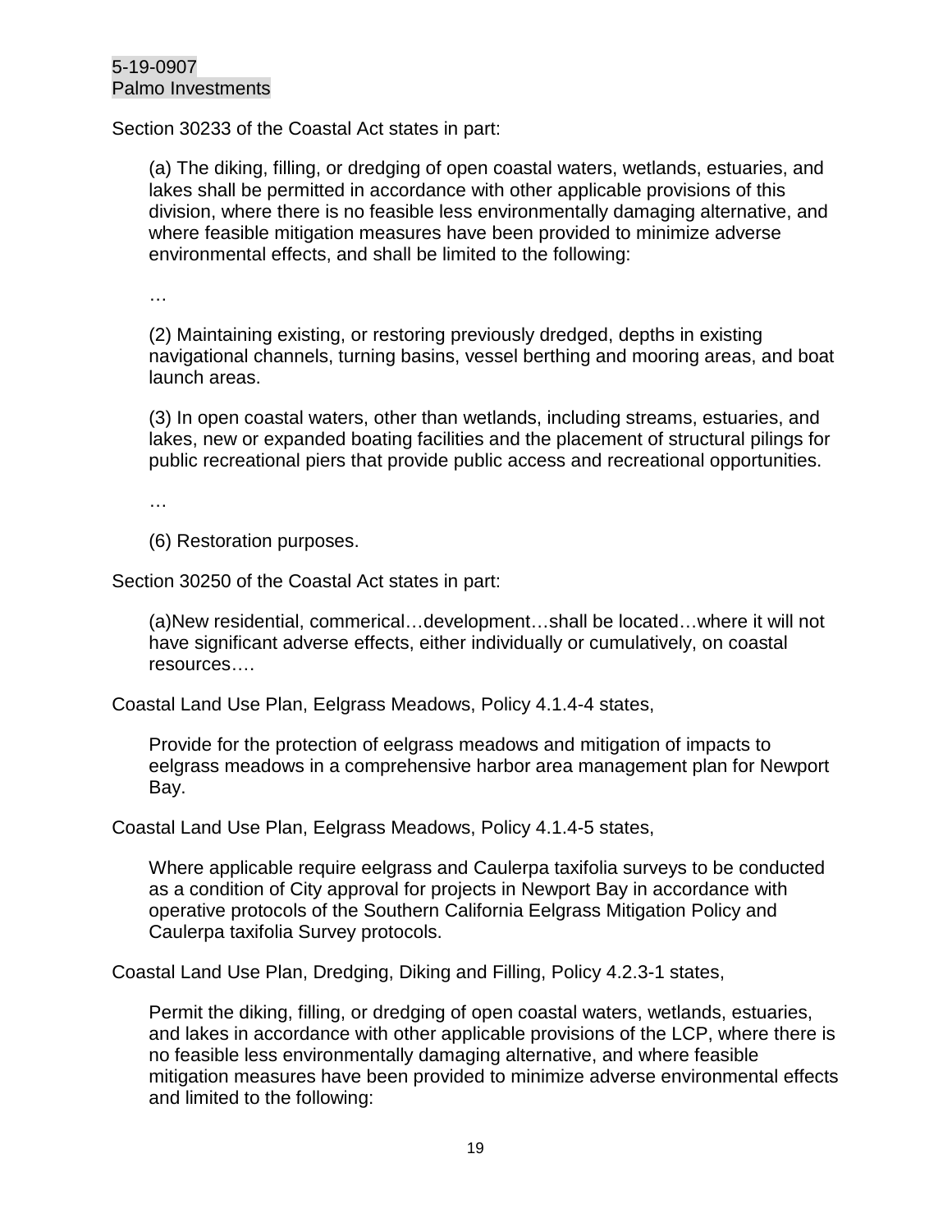Section 30233 of the Coastal Act states in part:

> (a) The diking, filling, or dredging of open coastal waters, wetlands, estuaries, and lakes shall be permitted in accordance with other applicable provisions of this division, where there is no feasible less environmentally damaging alternative, and where feasible mitigation measures have been provided to minimize adverse environmental effects, and shall be limited to the following:
>
> …
>
> (2) Maintaining existing, or restoring previously dredged, depths in existing navigational channels, turning basins, vessel berthing and mooring areas, and boat launch areas.
>
> (3) In open coastal waters, other than wetlands, including streams, estuaries, and lakes, new or expanded boating facilities and the placement of structural pilings for public recreational piers that provide public access and recreational opportunities.
>
> …
>
> (6) Restoration purposes.

Section 30250 of the Coastal Act states in part:

> (a)New residential, commerical…development…shall be located…where it will not have significant adverse effects, either individually or cumulatively, on coastal resources….

Coastal Land Use Plan, Eelgrass Meadows, Policy 4.1.4-4 states,

> Provide for the protection of eelgrass meadows and mitigation of impacts to eelgrass meadows in a comprehensive harbor area management plan for Newport Bay.

Coastal Land Use Plan, Eelgrass Meadows, Policy 4.1.4-5 states,

> Where applicable require eelgrass and Caulerpa taxifolia surveys to be conducted as a condition of City approval for projects in Newport Bay in accordance with operative protocols of the Southern California Eelgrass Mitigation Policy and Caulerpa taxifolia Survey protocols.

Coastal Land Use Plan, Dredging, Diking and Filling, Policy 4.2.3-1 states,

> Permit the diking, filling, or dredging of open coastal waters, wetlands, estuaries, and lakes in accordance with other applicable provisions of the LCP, where there is no feasible less environmentally damaging alternative, and where feasible mitigation measures have been provided to minimize adverse environmental effects and limited to the following: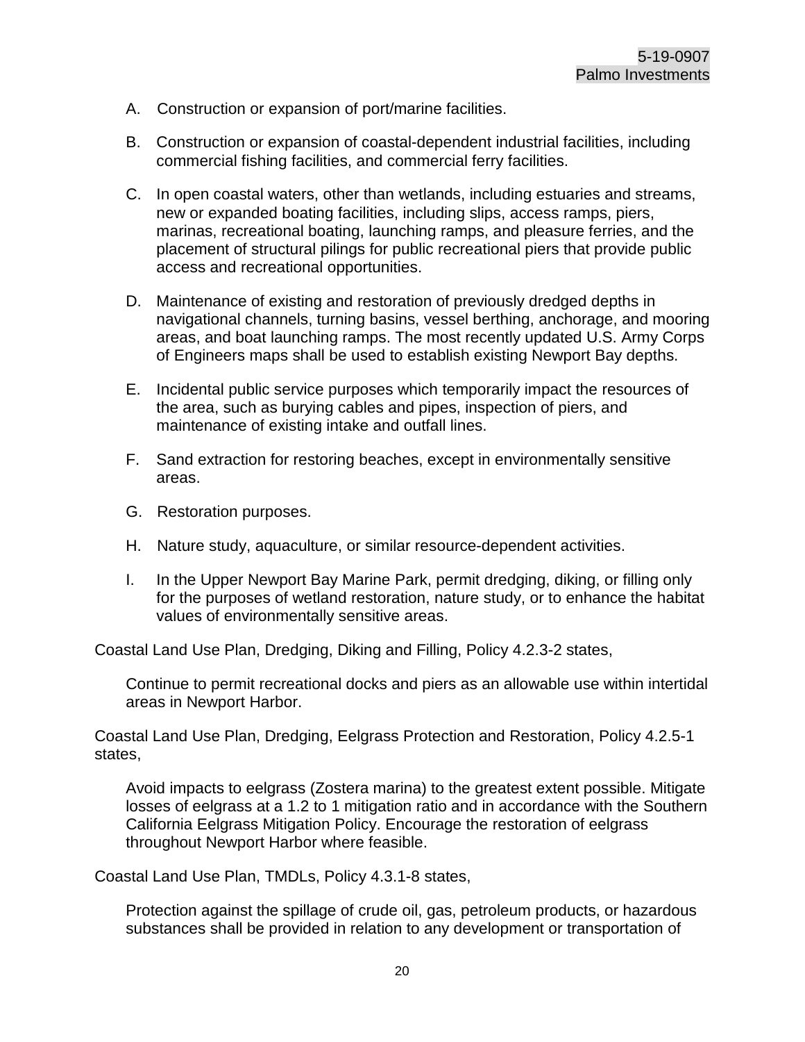A. Construction or expansion of port/marine facilities.

B. Construction or expansion of coastal-dependent industrial facilities, including commercial fishing facilities, and commercial ferry facilities.

C. In open coastal waters, other than wetlands, including estuaries and streams, new or expanded boating facilities, including slips, access ramps, piers, marinas, recreational boating, launching ramps, and pleasure ferries, and the placement of structural pilings for public recreational piers that provide public access and recreational opportunities.

D. Maintenance of existing and restoration of previously dredged depths in navigational channels, turning basins, vessel berthing, anchorage, and mooring areas, and boat launching ramps. The most recently updated U.S. Army Corps of Engineers maps shall be used to establish existing Newport Bay depths.

E. Incidental public service purposes which temporarily impact the resources of the area, such as burying cables and pipes, inspection of piers, and maintenance of existing intake and outfall lines.

F. Sand extraction for restoring beaches, except in environmentally sensitive areas.

G. Restoration purposes.

H. Nature study, aquaculture, or similar resource-dependent activities.

I. In the Upper Newport Bay Marine Park, permit dredging, diking, or filling only for the purposes of wetland restoration, nature study, or to enhance the habitat values of environmentally sensitive areas.

Coastal Land Use Plan, Dredging, Diking and Filling, Policy 4.2.3-2 states,

> Continue to permit recreational docks and piers as an allowable use within intertidal areas in Newport Harbor.

Coastal Land Use Plan, Dredging, Eelgrass Protection and Restoration, Policy 4.2.5-1 states,

> Avoid impacts to eelgrass (Zostera marina) to the greatest extent possible. Mitigate losses of eelgrass at a 1.2 to 1 mitigation ratio and in accordance with the Southern California Eelgrass Mitigation Policy. Encourage the restoration of eelgrass throughout Newport Harbor where feasible.

Coastal Land Use Plan, TMDLs, Policy 4.3.1-8 states,

> Protection against the spillage of crude oil, gas, petroleum products, or hazardous substances shall be provided in relation to any development or transportation of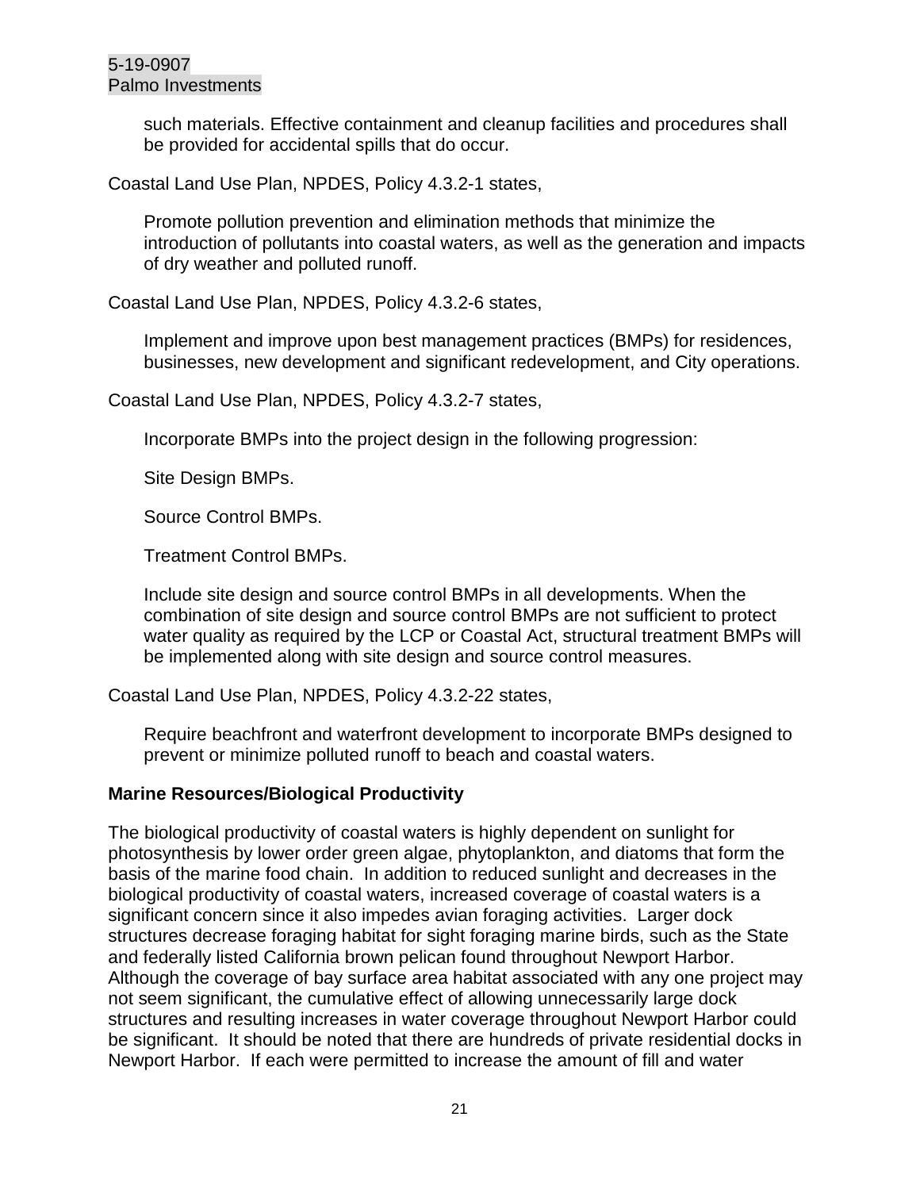such materials. Effective containment and cleanup facilities and procedures shall be provided for accidental spills that do occur.

Coastal Land Use Plan, NPDES, Policy 4.3.2-1 states,

> Promote pollution prevention and elimination methods that minimize the introduction of pollutants into coastal waters, as well as the generation and impacts of dry weather and polluted runoff.

Coastal Land Use Plan, NPDES, Policy 4.3.2-6 states,

> Implement and improve upon best management practices (BMPs) for residences, businesses, new development and significant redevelopment, and City operations.

Coastal Land Use Plan, NPDES, Policy 4.3.2-7 states,

> Incorporate BMPs into the project design in the following progression:
>
> Site Design BMPs.
>
> Source Control BMPs.
>
> Treatment Control BMPs.
>
> Include site design and source control BMPs in all developments. When the combination of site design and source control BMPs are not sufficient to protect water quality as required by the LCP or Coastal Act, structural treatment BMPs will be implemented along with site design and source control measures.

Coastal Land Use Plan, NPDES, Policy 4.3.2-22 states,

> Require beachfront and waterfront development to incorporate BMPs designed to prevent or minimize polluted runoff to beach and coastal waters.

**Marine Resources/Biological Productivity**

The biological productivity of coastal waters is highly dependent on sunlight for photosynthesis by lower order green algae, phytoplankton, and diatoms that form the basis of the marine food chain. In addition to reduced sunlight and decreases in the biological productivity of coastal waters, increased coverage of coastal waters is a significant concern since it also impedes avian foraging activities. Larger dock structures decrease foraging habitat for sight foraging marine birds, such as the State and federally listed California brown pelican found throughout Newport Harbor. Although the coverage of bay surface area habitat associated with any one project may not seem significant, the cumulative effect of allowing unnecessarily large dock structures and resulting increases in water coverage throughout Newport Harbor could be significant. It should be noted that there are hundreds of private residential docks in Newport Harbor. If each were permitted to increase the amount of fill and water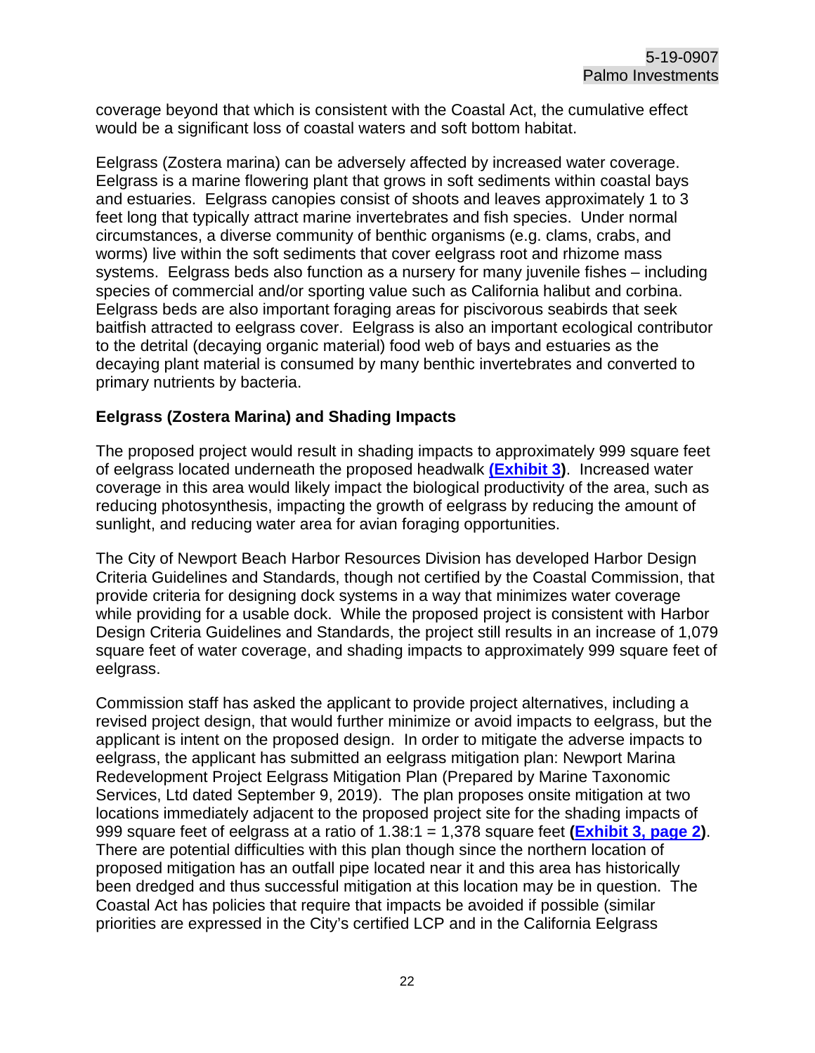coverage beyond that which is consistent with the Coastal Act, the cumulative effect would be a significant loss of coastal waters and soft bottom habitat.

Eelgrass (Zostera marina) can be adversely affected by increased water coverage. Eelgrass is a marine flowering plant that grows in soft sediments within coastal bays and estuaries. Eelgrass canopies consist of shoots and leaves approximately 1 to 3 feet long that typically attract marine invertebrates and fish species. Under normal circumstances, a diverse community of benthic organisms (e.g. clams, crabs, and worms) live within the soft sediments that cover eelgrass root and rhizome mass systems. Eelgrass beds also function as a nursery for many juvenile fishes – including species of commercial and/or sporting value such as California halibut and corbina. Eelgrass beds are also important foraging areas for piscivorous seabirds that seek baitfish attracted to eelgrass cover. Eelgrass is also an important ecological contributor to the detrital (decaying organic material) food web of bays and estuaries as the decaying plant material is consumed by many benthic invertebrates and converted to primary nutrients by bacteria.

**Eelgrass (Zostera Marina) and Shading Impacts**

The proposed project would result in shading impacts to approximately 999 square feet of eelgrass located underneath the proposed headwalk **(Exhibit 3)**. Increased water coverage in this area would likely impact the biological productivity of the area, such as reducing photosynthesis, impacting the growth of eelgrass by reducing the amount of sunlight, and reducing water area for avian foraging opportunities.

The City of Newport Beach Harbor Resources Division has developed Harbor Design Criteria Guidelines and Standards, though not certified by the Coastal Commission, that provide criteria for designing dock systems in a way that minimizes water coverage while providing for a usable dock. While the proposed project is consistent with Harbor Design Criteria Guidelines and Standards, the project still results in an increase of 1,079 square feet of water coverage, and shading impacts to approximately 999 square feet of eelgrass.

Commission staff has asked the applicant to provide project alternatives, including a revised project design, that would further minimize or avoid impacts to eelgrass, but the applicant is intent on the proposed design. In order to mitigate the adverse impacts to eelgrass, the applicant has submitted an eelgrass mitigation plan: Newport Marina Redevelopment Project Eelgrass Mitigation Plan (Prepared by Marine Taxonomic Services, Ltd dated September 9, 2019). The plan proposes onsite mitigation at two locations immediately adjacent to the proposed project site for the shading impacts of 999 square feet of eelgrass at a ratio of 1.38:1 = 1,378 square feet **(Exhibit 3, page 2)**. There are potential difficulties with this plan though since the northern location of proposed mitigation has an outfall pipe located near it and this area has historically been dredged and thus successful mitigation at this location may be in question. The Coastal Act has policies that require that impacts be avoided if possible (similar priorities are expressed in the City's certified LCP and in the California Eelgrass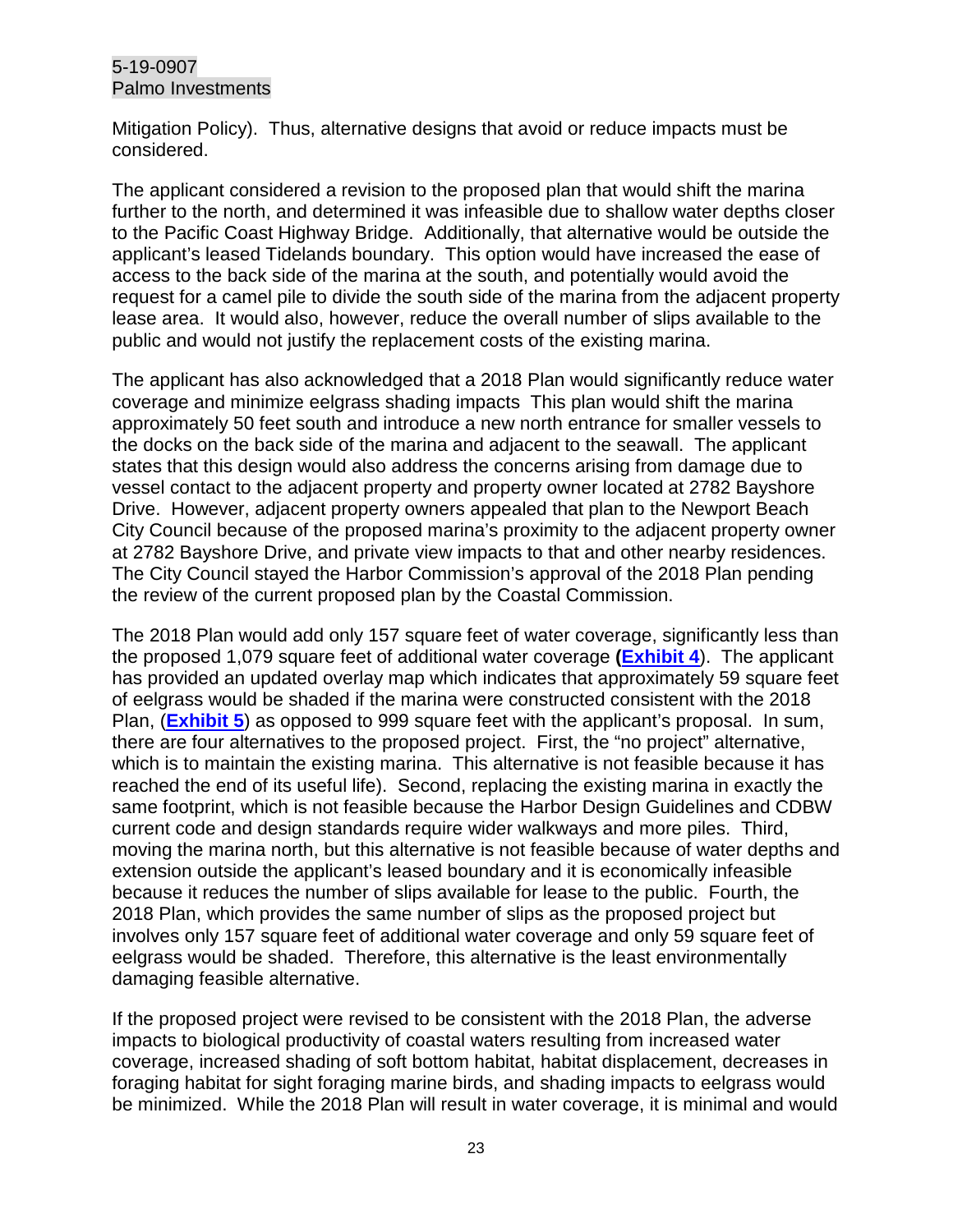Mitigation Policy). Thus, alternative designs that avoid or reduce impacts must be considered.

The applicant considered a revision to the proposed plan that would shift the marina further to the north, and determined it was infeasible due to shallow water depths closer to the Pacific Coast Highway Bridge. Additionally, that alternative would be outside the applicant's leased Tidelands boundary. This option would have increased the ease of access to the back side of the marina at the south, and potentially would avoid the request for a camel pile to divide the south side of the marina from the adjacent property lease area. It would also, however, reduce the overall number of slips available to the public and would not justify the replacement costs of the existing marina.

The applicant has also acknowledged that a 2018 Plan would significantly reduce water coverage and minimize eelgrass shading impacts This plan would shift the marina approximately 50 feet south and introduce a new north entrance for smaller vessels to the docks on the back side of the marina and adjacent to the seawall. The applicant states that this design would also address the concerns arising from damage due to vessel contact to the adjacent property and property owner located at 2782 Bayshore Drive. However, adjacent property owners appealed that plan to the Newport Beach City Council because of the proposed marina's proximity to the adjacent property owner at 2782 Bayshore Drive, and private view impacts to that and other nearby residences. The City Council stayed the Harbor Commission's approval of the 2018 Plan pending the review of the current proposed plan by the Coastal Commission.

The 2018 Plan would add only 157 square feet of water coverage, significantly less than the proposed 1,079 square feet of additional water coverage **([Exhibit 4](#))**. The applicant has provided an updated overlay map which indicates that approximately 59 square feet of eelgrass would be shaded if the marina were constructed consistent with the 2018 Plan, (**[Exhibit 5](#)**) as opposed to 999 square feet with the applicant's proposal. In sum, there are four alternatives to the proposed project. First, the "no project" alternative, which is to maintain the existing marina. This alternative is not feasible because it has reached the end of its useful life). Second, replacing the existing marina in exactly the same footprint, which is not feasible because the Harbor Design Guidelines and CDBW current code and design standards require wider walkways and more piles. Third, moving the marina north, but this alternative is not feasible because of water depths and extension outside the applicant's leased boundary and it is economically infeasible because it reduces the number of slips available for lease to the public. Fourth, the 2018 Plan, which provides the same number of slips as the proposed project but involves only 157 square feet of additional water coverage and only 59 square feet of eelgrass would be shaded. Therefore, this alternative is the least environmentally damaging feasible alternative.

If the proposed project were revised to be consistent with the 2018 Plan, the adverse impacts to biological productivity of coastal waters resulting from increased water coverage, increased shading of soft bottom habitat, habitat displacement, decreases in foraging habitat for sight foraging marine birds, and shading impacts to eelgrass would be minimized. While the 2018 Plan will result in water coverage, it is minimal and would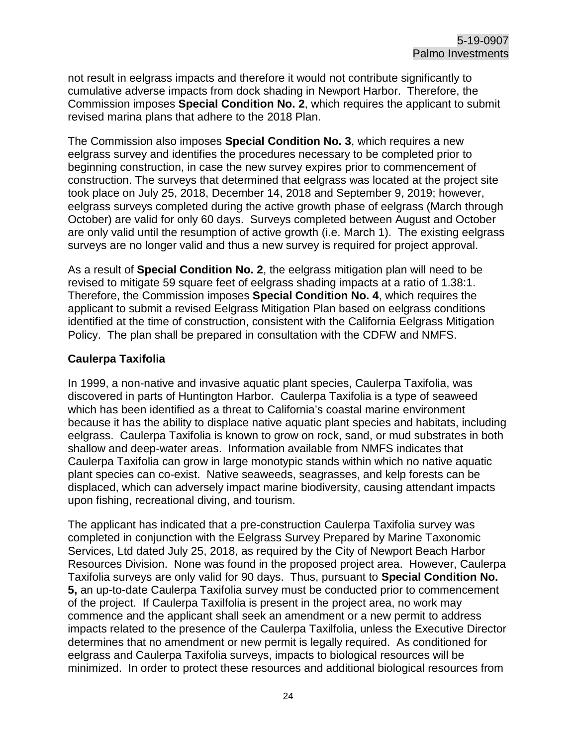not result in eelgrass impacts and therefore it would not contribute significantly to cumulative adverse impacts from dock shading in Newport Harbor. Therefore, the Commission imposes **Special Condition No. 2**, which requires the applicant to submit revised marina plans that adhere to the 2018 Plan.

The Commission also imposes **Special Condition No. 3**, which requires a new eelgrass survey and identifies the procedures necessary to be completed prior to beginning construction, in case the new survey expires prior to commencement of construction. The surveys that determined that eelgrass was located at the project site took place on July 25, 2018, December 14, 2018 and September 9, 2019; however, eelgrass surveys completed during the active growth phase of eelgrass (March through October) are valid for only 60 days. Surveys completed between August and October are only valid until the resumption of active growth (i.e. March 1). The existing eelgrass surveys are no longer valid and thus a new survey is required for project approval.

As a result of **Special Condition No. 2**, the eelgrass mitigation plan will need to be revised to mitigate 59 square feet of eelgrass shading impacts at a ratio of 1.38:1. Therefore, the Commission imposes **Special Condition No. 4**, which requires the applicant to submit a revised Eelgrass Mitigation Plan based on eelgrass conditions identified at the time of construction, consistent with the California Eelgrass Mitigation Policy. The plan shall be prepared in consultation with the CDFW and NMFS.

**Caulerpa Taxifolia**

In 1999, a non-native and invasive aquatic plant species, Caulerpa Taxifolia, was discovered in parts of Huntington Harbor. Caulerpa Taxifolia is a type of seaweed which has been identified as a threat to California's coastal marine environment because it has the ability to displace native aquatic plant species and habitats, including eelgrass. Caulerpa Taxifolia is known to grow on rock, sand, or mud substrates in both shallow and deep-water areas. Information available from NMFS indicates that Caulerpa Taxifolia can grow in large monotypic stands within which no native aquatic plant species can co-exist. Native seaweeds, seagrasses, and kelp forests can be displaced, which can adversely impact marine biodiversity, causing attendant impacts upon fishing, recreational diving, and tourism.

The applicant has indicated that a pre-construction Caulerpa Taxifolia survey was completed in conjunction with the Eelgrass Survey Prepared by Marine Taxonomic Services, Ltd dated July 25, 2018, as required by the City of Newport Beach Harbor Resources Division. None was found in the proposed project area. However, Caulerpa Taxifolia surveys are only valid for 90 days. Thus, pursuant to **Special Condition No. 5,** an up-to-date Caulerpa Taxilfolia survey must be conducted prior to commencement of the project. If Caulerpa Taxilfolia is present in the project area, no work may commence and the applicant shall seek an amendment or a new permit to address impacts related to the presence of the Caulerpa Taxilfolia, unless the Executive Director determines that no amendment or new permit is legally required. As conditioned for eelgrass and Caulerpa Taxifolia surveys, impacts to biological resources will be minimized. In order to protect these resources and additional biological resources from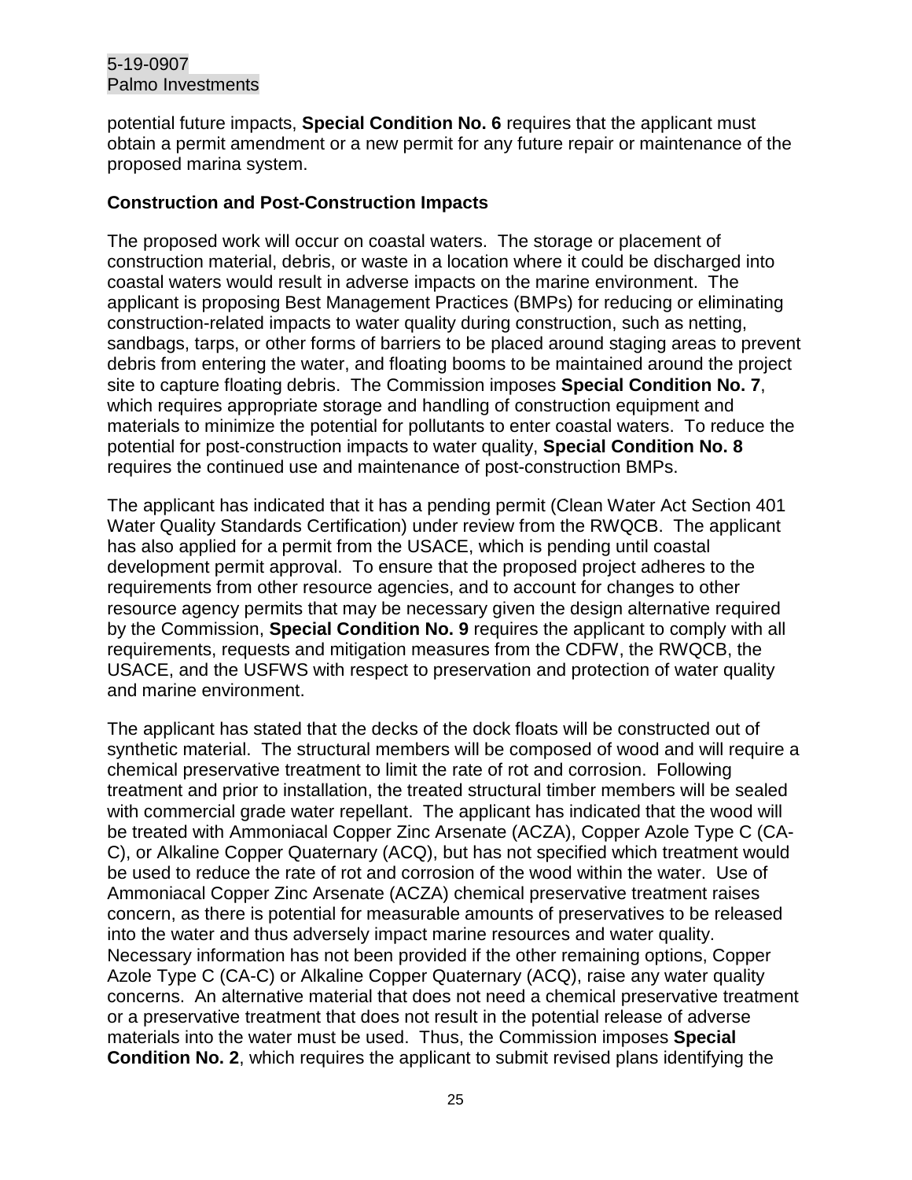potential future impacts, **Special Condition No. 6** requires that the applicant must obtain a permit amendment or a new permit for any future repair or maintenance of the proposed marina system.

**Construction and Post-Construction Impacts**

The proposed work will occur on coastal waters. The storage or placement of construction material, debris, or waste in a location where it could be discharged into coastal waters would result in adverse impacts on the marine environment. The applicant is proposing Best Management Practices (BMPs) for reducing or eliminating construction-related impacts to water quality during construction, such as netting, sandbags, tarps, or other forms of barriers to be placed around staging areas to prevent debris from entering the water, and floating booms to be maintained around the project site to capture floating debris. The Commission imposes **Special Condition No. 7**, which requires appropriate storage and handling of construction equipment and materials to minimize the potential for pollutants to enter coastal waters. To reduce the potential for post-construction impacts to water quality, **Special Condition No. 8** requires the continued use and maintenance of post-construction BMPs.

The applicant has indicated that it has a pending permit (Clean Water Act Section 401 Water Quality Standards Certification) under review from the RWQCB. The applicant has also applied for a permit from the USACE, which is pending until coastal development permit approval. To ensure that the proposed project adheres to the requirements from other resource agencies, and to account for changes to other resource agency permits that may be necessary given the design alternative required by the Commission, **Special Condition No. 9** requires the applicant to comply with all requirements, requests and mitigation measures from the CDFW, the RWQCB, the USACE, and the USFWS with respect to preservation and protection of water quality and marine environment.

The applicant has stated that the decks of the dock floats will be constructed out of synthetic material. The structural members will be composed of wood and will require a chemical preservative treatment to limit the rate of rot and corrosion. Following treatment and prior to installation, the treated structural timber members will be sealed with commercial grade water repellant. The applicant has indicated that the wood will be treated with Ammoniacal Copper Zinc Arsenate (ACZA), Copper Azole Type C (CA-C), or Alkaline Copper Quaternary (ACQ), but has not specified which treatment would be used to reduce the rate of rot and corrosion of the wood within the water. Use of Ammoniacal Copper Zinc Arsenate (ACZA) chemical preservative treatment raises concern, as there is potential for measurable amounts of preservatives to be released into the water and thus adversely impact marine resources and water quality. Necessary information has not been provided if the other remaining options, Copper Azole Type C (CA-C) or Alkaline Copper Quaternary (ACQ), raise any water quality concerns. An alternative material that does not need a chemical preservative treatment or a preservative treatment that does not result in the potential release of adverse materials into the water must be used. Thus, the Commission imposes **Special Condition No. 2**, which requires the applicant to submit revised plans identifying the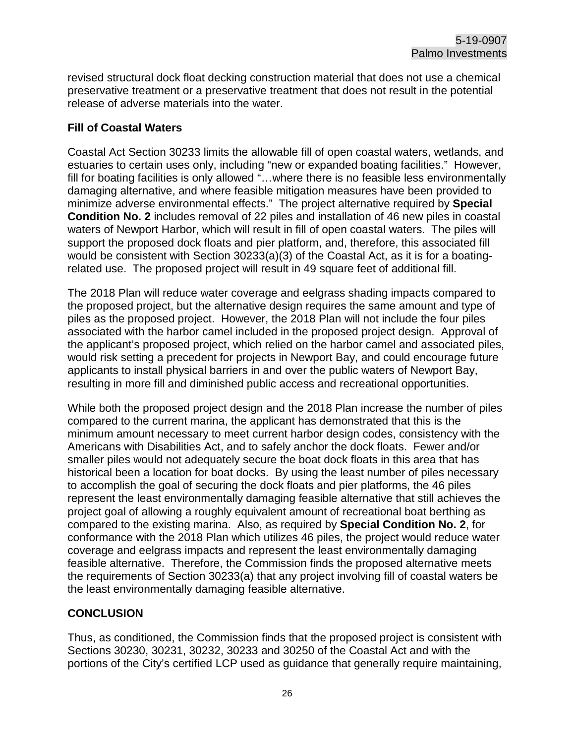revised structural dock float decking construction material that does not use a chemical preservative treatment or a preservative treatment that does not result in the potential release of adverse materials into the water.

**Fill of Coastal Waters**

Coastal Act Section 30233 limits the allowable fill of open coastal waters, wetlands, and estuaries to certain uses only, including "new or expanded boating facilities." However, fill for boating facilities is only allowed "…where there is no feasible less environmentally damaging alternative, and where feasible mitigation measures have been provided to minimize adverse environmental effects." The project alternative required by **Special Condition No. 2** includes removal of 22 piles and installation of 46 new piles in coastal waters of Newport Harbor, which will result in fill of open coastal waters. The piles will support the proposed dock floats and pier platform, and, therefore, this associated fill would be consistent with Section 30233(a)(3) of the Coastal Act, as it is for a boating-related use. The proposed project will result in 49 square feet of additional fill.

The 2018 Plan will reduce water coverage and eelgrass shading impacts compared to the proposed project, but the alternative design requires the same amount and type of piles as the proposed project. However, the 2018 Plan will not include the four piles associated with the harbor camel included in the proposed project design. Approval of the applicant's proposed project, which relied on the harbor camel and associated piles, would risk setting a precedent for projects in Newport Bay, and could encourage future applicants to install physical barriers in and over the public waters of Newport Bay, resulting in more fill and diminished public access and recreational opportunities.

While both the proposed project design and the 2018 Plan increase the number of piles compared to the current marina, the applicant has demonstrated that this is the minimum amount necessary to meet current harbor design codes, consistency with the Americans with Disabilities Act, and to safely anchor the dock floats. Fewer and/or smaller piles would not adequately secure the boat dock floats in this area that has historical been a location for boat docks. By using the least number of piles necessary to accomplish the goal of securing the dock floats and pier platforms, the 46 piles represent the least environmentally damaging feasible alternative that still achieves the project goal of allowing a roughly equivalent amount of recreational boat berthing as compared to the existing marina. Also, as required by **Special Condition No. 2**, for conformance with the 2018 Plan which utilizes 46 piles, the project would reduce water coverage and eelgrass impacts and represent the least environmentally damaging feasible alternative. Therefore, the Commission finds the proposed alternative meets the requirements of Section 30233(a) that any project involving fill of coastal waters be the least environmentally damaging feasible alternative.

**CONCLUSION**

Thus, as conditioned, the Commission finds that the proposed project is consistent with Sections 30230, 30231, 30232, 30233 and 30250 of the Coastal Act and with the portions of the City's certified LCP used as guidance that generally require maintaining,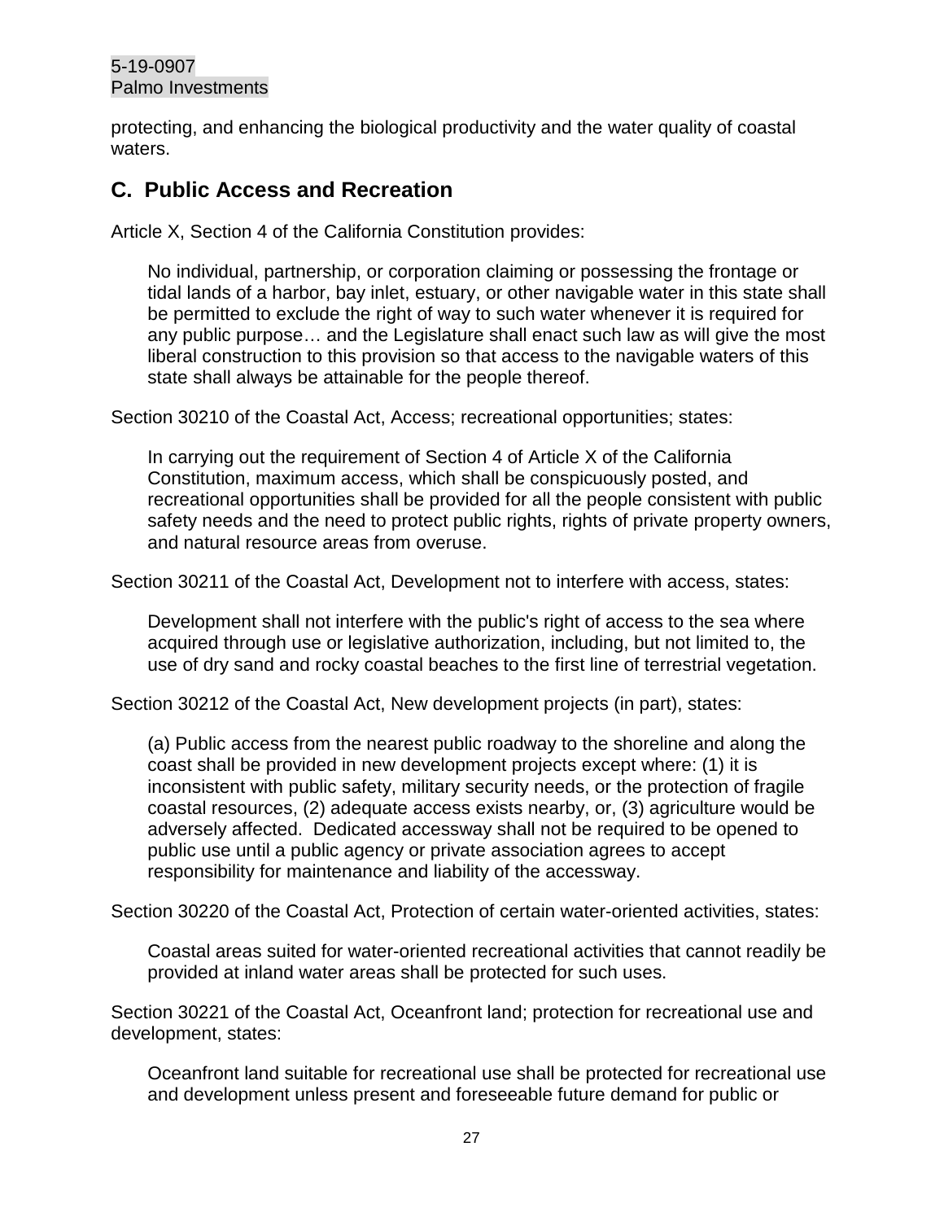protecting, and enhancing the biological productivity and the water quality of coastal waters.

## C. Public Access and Recreation

Article X, Section 4 of the California Constitution provides:

> No individual, partnership, or corporation claiming or possessing the frontage or tidal lands of a harbor, bay inlet, estuary, or other navigable water in this state shall be permitted to exclude the right of way to such water whenever it is required for any public purpose… and the Legislature shall enact such law as will give the most liberal construction to this provision so that access to the navigable waters of this state shall always be attainable for the people thereof.

Section 30210 of the Coastal Act, Access; recreational opportunities; states:

> In carrying out the requirement of Section 4 of Article X of the California Constitution, maximum access, which shall be conspicuously posted, and recreational opportunities shall be provided for all the people consistent with public safety needs and the need to protect public rights, rights of private property owners, and natural resource areas from overuse.

Section 30211 of the Coastal Act, Development not to interfere with access, states:

> Development shall not interfere with the public's right of access to the sea where acquired through use or legislative authorization, including, but not limited to, the use of dry sand and rocky coastal beaches to the first line of terrestrial vegetation.

Section 30212 of the Coastal Act, New development projects (in part), states:

> (a) Public access from the nearest public roadway to the shoreline and along the coast shall be provided in new development projects except where: (1) it is inconsistent with public safety, military security needs, or the protection of fragile coastal resources, (2) adequate access exists nearby, or, (3) agriculture would be adversely affected. Dedicated accessway shall not be required to be opened to public use until a public agency or private association agrees to accept responsibility for maintenance and liability of the accessway.

Section 30220 of the Coastal Act, Protection of certain water-oriented activities, states:

> Coastal areas suited for water-oriented recreational activities that cannot readily be provided at inland water areas shall be protected for such uses.

Section 30221 of the Coastal Act, Oceanfront land; protection for recreational use and development, states:

> Oceanfront land suitable for recreational use shall be protected for recreational use and development unless present and foreseeable future demand for public or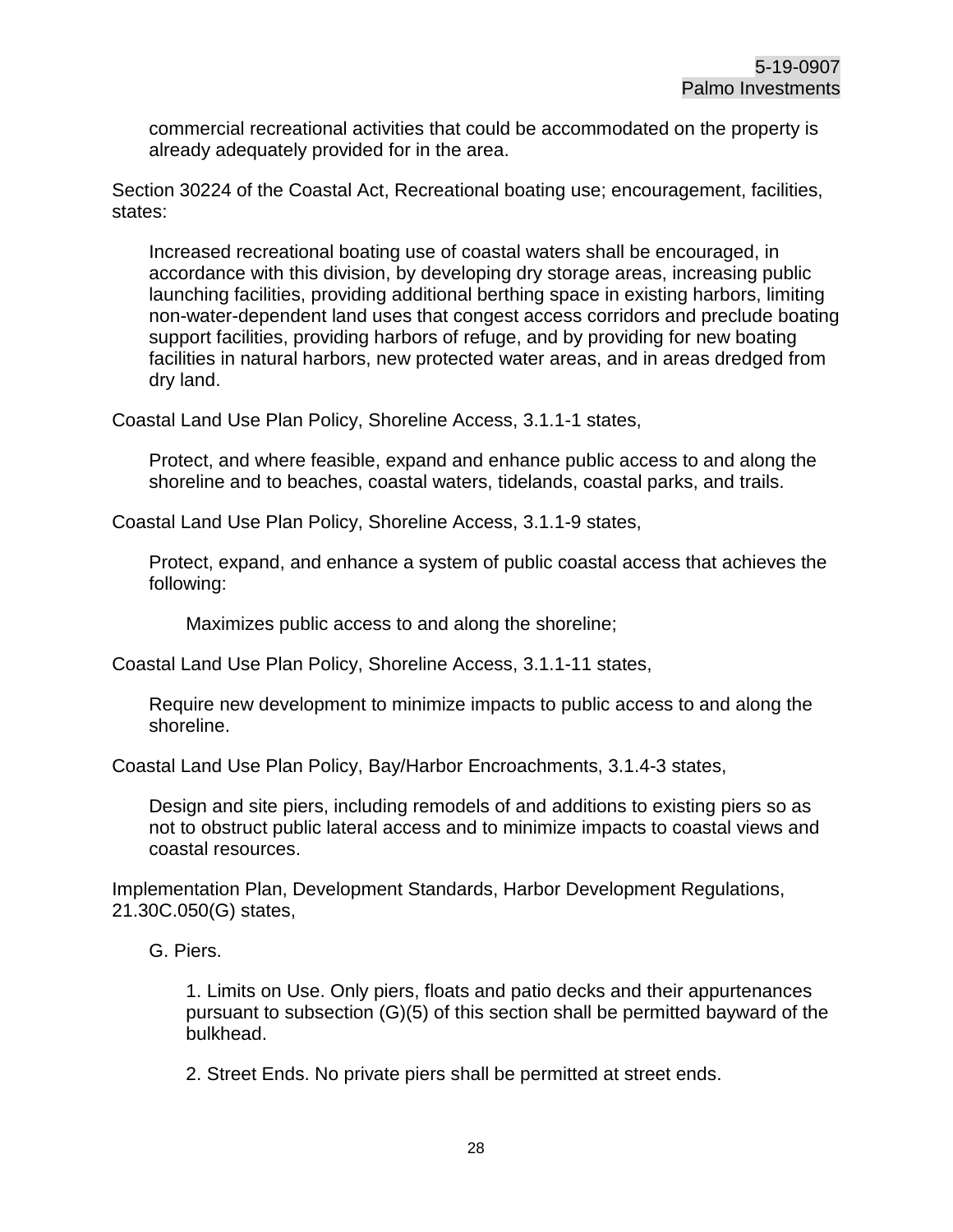commercial recreational activities that could be accommodated on the property is already adequately provided for in the area.

Section 30224 of the Coastal Act, Recreational boating use; encouragement, facilities, states:

> Increased recreational boating use of coastal waters shall be encouraged, in accordance with this division, by developing dry storage areas, increasing public launching facilities, providing additional berthing space in existing harbors, limiting non-water-dependent land uses that congest access corridors and preclude boating support facilities, providing harbors of refuge, and by providing for new boating facilities in natural harbors, new protected water areas, and in areas dredged from dry land.

Coastal Land Use Plan Policy, Shoreline Access, 3.1.1-1 states,

> Protect, and where feasible, expand and enhance public access to and along the shoreline and to beaches, coastal waters, tidelands, coastal parks, and trails.

Coastal Land Use Plan Policy, Shoreline Access, 3.1.1-9 states,

> Protect, expand, and enhance a system of public coastal access that achieves the following:
>
> > Maximizes public access to and along the shoreline;

Coastal Land Use Plan Policy, Shoreline Access, 3.1.1-11 states,

> Require new development to minimize impacts to public access to and along the shoreline.

Coastal Land Use Plan Policy, Bay/Harbor Encroachments, 3.1.4-3 states,

> Design and site piers, including remodels of and additions to existing piers so as not to obstruct public lateral access and to minimize impacts to coastal views and coastal resources.

Implementation Plan, Development Standards, Harbor Development Regulations, 21.30C.050(G) states,

> G. Piers.
>
> > 1. Limits on Use. Only piers, floats and patio decks and their appurtenances pursuant to subsection (G)(5) of this section shall be permitted bayward of the bulkhead.
> >
> > 2. Street Ends. No private piers shall be permitted at street ends.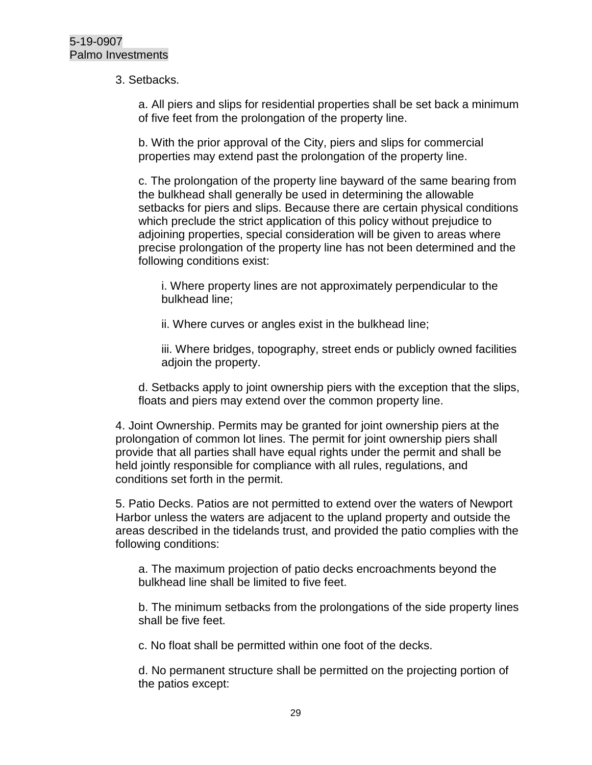3. Setbacks.

a. All piers and slips for residential properties shall be set back a minimum of five feet from the prolongation of the property line.

b. With the prior approval of the City, piers and slips for commercial properties may extend past the prolongation of the property line.

c. The prolongation of the property line bayward of the same bearing from the bulkhead shall generally be used in determining the allowable setbacks for piers and slips. Because there are certain physical conditions which preclude the strict application of this policy without prejudice to adjoining properties, special consideration will be given to areas where precise prolongation of the property line has not been determined and the following conditions exist:

i. Where property lines are not approximately perpendicular to the bulkhead line;

ii. Where curves or angles exist in the bulkhead line;

iii. Where bridges, topography, street ends or publicly owned facilities adjoin the property.

d. Setbacks apply to joint ownership piers with the exception that the slips, floats and piers may extend over the common property line.

4. Joint Ownership. Permits may be granted for joint ownership piers at the prolongation of common lot lines. The permit for joint ownership piers shall provide that all parties shall have equal rights under the permit and shall be held jointly responsible for compliance with all rules, regulations, and conditions set forth in the permit.

5. Patio Decks. Patios are not permitted to extend over the waters of Newport Harbor unless the waters are adjacent to the upland property and outside the areas described in the tidelands trust, and provided the patio complies with the following conditions:

a. The maximum projection of patio decks encroachments beyond the bulkhead line shall be limited to five feet.

b. The minimum setbacks from the prolongations of the side property lines shall be five feet.

c. No float shall be permitted within one foot of the decks.

d. No permanent structure shall be permitted on the projecting portion of the patios except: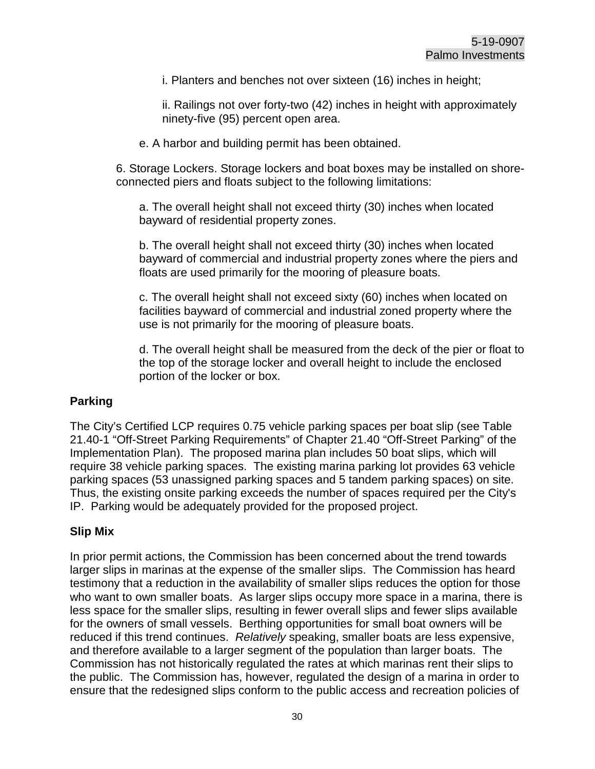i. Planters and benches not over sixteen (16) inches in height;

ii. Railings not over forty-two (42) inches in height with approximately ninety-five (95) percent open area.

e. A harbor and building permit has been obtained.

6. Storage Lockers. Storage lockers and boat boxes may be installed on shore-connected piers and floats subject to the following limitations:

a. The overall height shall not exceed thirty (30) inches when located bayward of residential property zones.

b. The overall height shall not exceed thirty (30) inches when located bayward of commercial and industrial property zones where the piers and floats are used primarily for the mooring of pleasure boats.

c. The overall height shall not exceed sixty (60) inches when located on facilities bayward of commercial and industrial zoned property where the use is not primarily for the mooring of pleasure boats.

d. The overall height shall be measured from the deck of the pier or float to the top of the storage locker and overall height to include the enclosed portion of the locker or box.

**Parking**

The City's Certified LCP requires 0.75 vehicle parking spaces per boat slip (see Table 21.40-1 "Off-Street Parking Requirements" of Chapter 21.40 "Off-Street Parking" of the Implementation Plan). The proposed marina plan includes 50 boat slips, which will require 38 vehicle parking spaces. The existing marina parking lot provides 63 vehicle parking spaces (53 unassigned parking spaces and 5 tandem parking spaces) on site. Thus, the existing onsite parking exceeds the number of spaces required per the City's IP. Parking would be adequately provided for the proposed project.

**Slip Mix**

In prior permit actions, the Commission has been concerned about the trend towards larger slips in marinas at the expense of the smaller slips. The Commission has heard testimony that a reduction in the availability of smaller slips reduces the option for those who want to own smaller boats. As larger slips occupy more space in a marina, there is less space for the smaller slips, resulting in fewer overall slips and fewer slips available for the owners of small vessels. Berthing opportunities for small boat owners will be reduced if this trend continues. *Relatively* speaking, smaller boats are less expensive, and therefore available to a larger segment of the population than larger boats. The Commission has not historically regulated the rates at which marinas rent their slips to the public. The Commission has, however, regulated the design of a marina in order to ensure that the redesigned slips conform to the public access and recreation policies of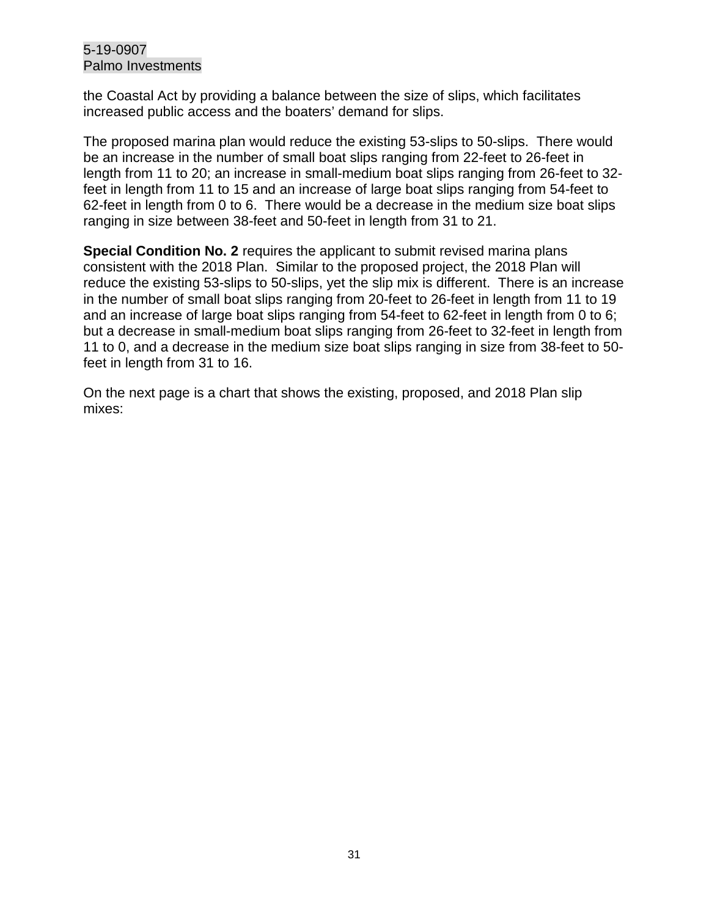the Coastal Act by providing a balance between the size of slips, which facilitates increased public access and the boaters' demand for slips.

The proposed marina plan would reduce the existing 53-slips to 50-slips. There would be an increase in the number of small boat slips ranging from 22-feet to 26-feet in length from 11 to 20; an increase in small-medium boat slips ranging from 26-feet to 32-feet in length from 11 to 15 and an increase of large boat slips ranging from 54-feet to 62-feet in length from 0 to 6. There would be a decrease in the medium size boat slips ranging in size between 38-feet and 50-feet in length from 31 to 21.

**Special Condition No. 2** requires the applicant to submit revised marina plans consistent with the 2018 Plan. Similar to the proposed project, the 2018 Plan will reduce the existing 53-slips to 50-slips, yet the slip mix is different. There is an increase in the number of small boat slips ranging from 20-feet to 26-feet in length from 11 to 19 and an increase of large boat slips ranging from 54-feet to 62-feet in length from 0 to 6; but a decrease in small-medium boat slips ranging from 26-feet to 32-feet in length from 11 to 0, and a decrease in the medium size boat slips ranging in size from 38-feet to 50-feet in length from 31 to 16.

On the next page is a chart that shows the existing, proposed, and 2018 Plan slip mixes: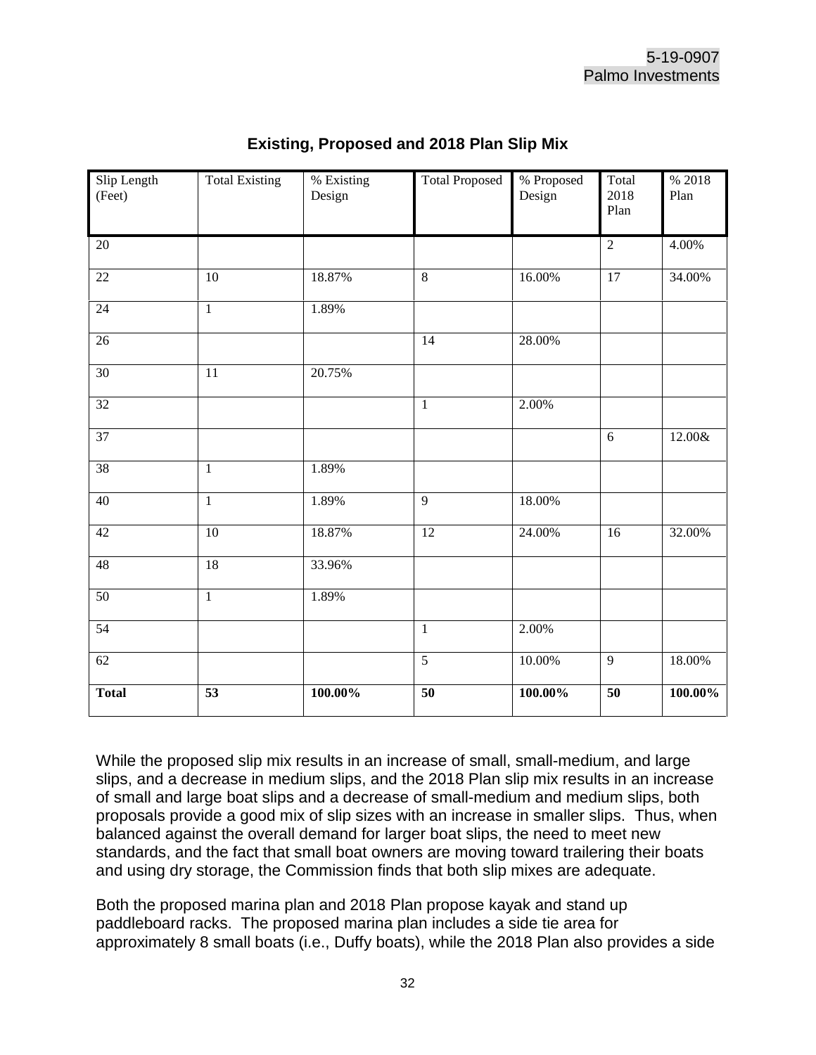## Existing, Proposed and 2018 Plan Slip Mix

| Slip Length (Feet) | Total Existing | % Existing Design | Total Proposed | % Proposed Design | Total 2018 Plan | % 2018 Plan |
|---|---|---|---|---|---|---|
| 20 | | | | | 2 | 4.00% |
| 22 | 10 | 18.87% | 8 | 16.00% | 17 | 34.00% |
| 24 | 1 | 1.89% | | | | |
| 26 | | | 14 | 28.00% | | |
| 30 | 11 | 20.75% | | | | |
| 32 | | | 1 | 2.00% | | |
| 37 | | | | | 6 | 12.00& |
| 38 | 1 | 1.89% | | | | |
| 40 | 1 | 1.89% | 9 | 18.00% | | |
| 42 | 10 | 18.87% | 12 | 24.00% | 16 | 32.00% |
| 48 | 18 | 33.96% | | | | |
| 50 | 1 | 1.89% | | | | |
| 54 | | | 1 | 2.00% | | |
| 62 | | | 5 | 10.00% | 9 | 18.00% |
| **Total** | **53** | **100.00%** | **50** | **100.00%** | **50** | **100.00%** |

While the proposed slip mix results in an increase of small, small-medium, and large slips, and a decrease in medium slips, and the 2018 Plan slip mix results in an increase of small and large boat slips and a decrease of small-medium and medium slips, both proposals provide a good mix of slip sizes with an increase in smaller slips. Thus, when balanced against the overall demand for larger boat slips, the need to meet new standards, and the fact that small boat owners are moving toward trailering their boats and using dry storage, the Commission finds that both slip mixes are adequate.

Both the proposed marina plan and 2018 Plan propose kayak and stand up paddleboard racks. The proposed marina plan includes a side tie area for approximately 8 small boats (i.e., Duffy boats), while the 2018 Plan also provides a side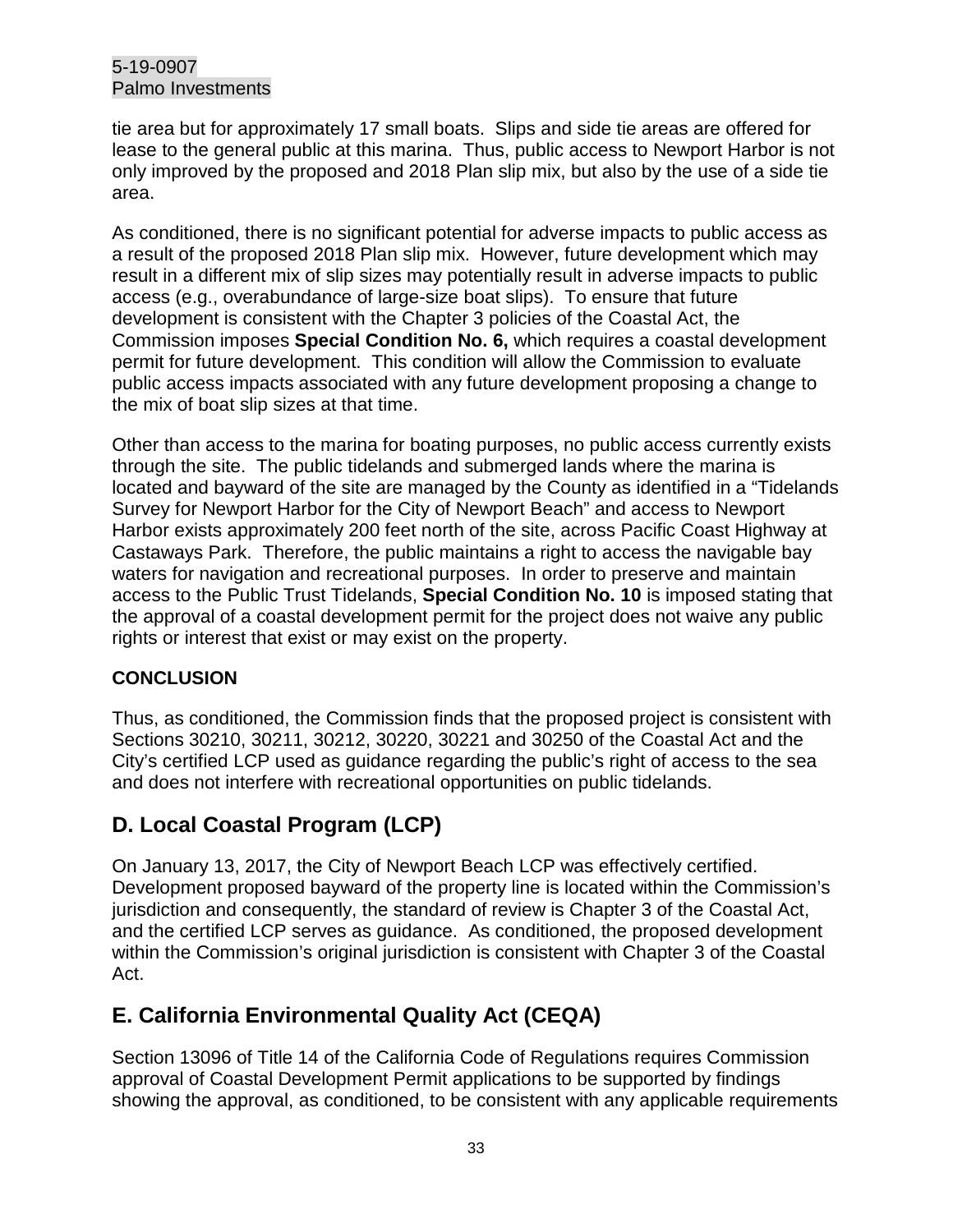tie area but for approximately 17 small boats. Slips and side tie areas are offered for lease to the general public at this marina. Thus, public access to Newport Harbor is not only improved by the proposed and 2018 Plan slip mix, but also by the use of a side tie area.

As conditioned, there is no significant potential for adverse impacts to public access as a result of the proposed 2018 Plan slip mix. However, future development which may result in a different mix of slip sizes may potentially result in adverse impacts to public access (e.g., overabundance of large-size boat slips). To ensure that future development is consistent with the Chapter 3 policies of the Coastal Act, the Commission imposes **Special Condition No. 6,** which requires a coastal development permit for future development. This condition will allow the Commission to evaluate public access impacts associated with any future development proposing a change to the mix of boat slip sizes at that time.

Other than access to the marina for boating purposes, no public access currently exists through the site. The public tidelands and submerged lands where the marina is located and bayward of the site are managed by the County as identified in a "Tidelands Survey for Newport Harbor for the City of Newport Beach" and access to Newport Harbor exists approximately 200 feet north of the site, across Pacific Coast Highway at Castaways Park. Therefore, the public maintains a right to access the navigable bay waters for navigation and recreational purposes. In order to preserve and maintain access to the Public Trust Tidelands, **Special Condition No. 10** is imposed stating that the approval of a coastal development permit for the project does not waive any public rights or interest that exist or may exist on the property.

### CONCLUSION

Thus, as conditioned, the Commission finds that the proposed project is consistent with Sections 30210, 30211, 30212, 30220, 30221 and 30250 of the Coastal Act and the City's certified LCP used as guidance regarding the public's right of access to the sea and does not interfere with recreational opportunities on public tidelands.

## D. Local Coastal Program (LCP)

On January 13, 2017, the City of Newport Beach LCP was effectively certified. Development proposed bayward of the property line is located within the Commission's jurisdiction and consequently, the standard of review is Chapter 3 of the Coastal Act, and the certified LCP serves as guidance. As conditioned, the proposed development within the Commission's original jurisdiction is consistent with Chapter 3 of the Coastal Act.

## E. California Environmental Quality Act (CEQA)

Section 13096 of Title 14 of the California Code of Regulations requires Commission approval of Coastal Development Permit applications to be supported by findings showing the approval, as conditioned, to be consistent with any applicable requirements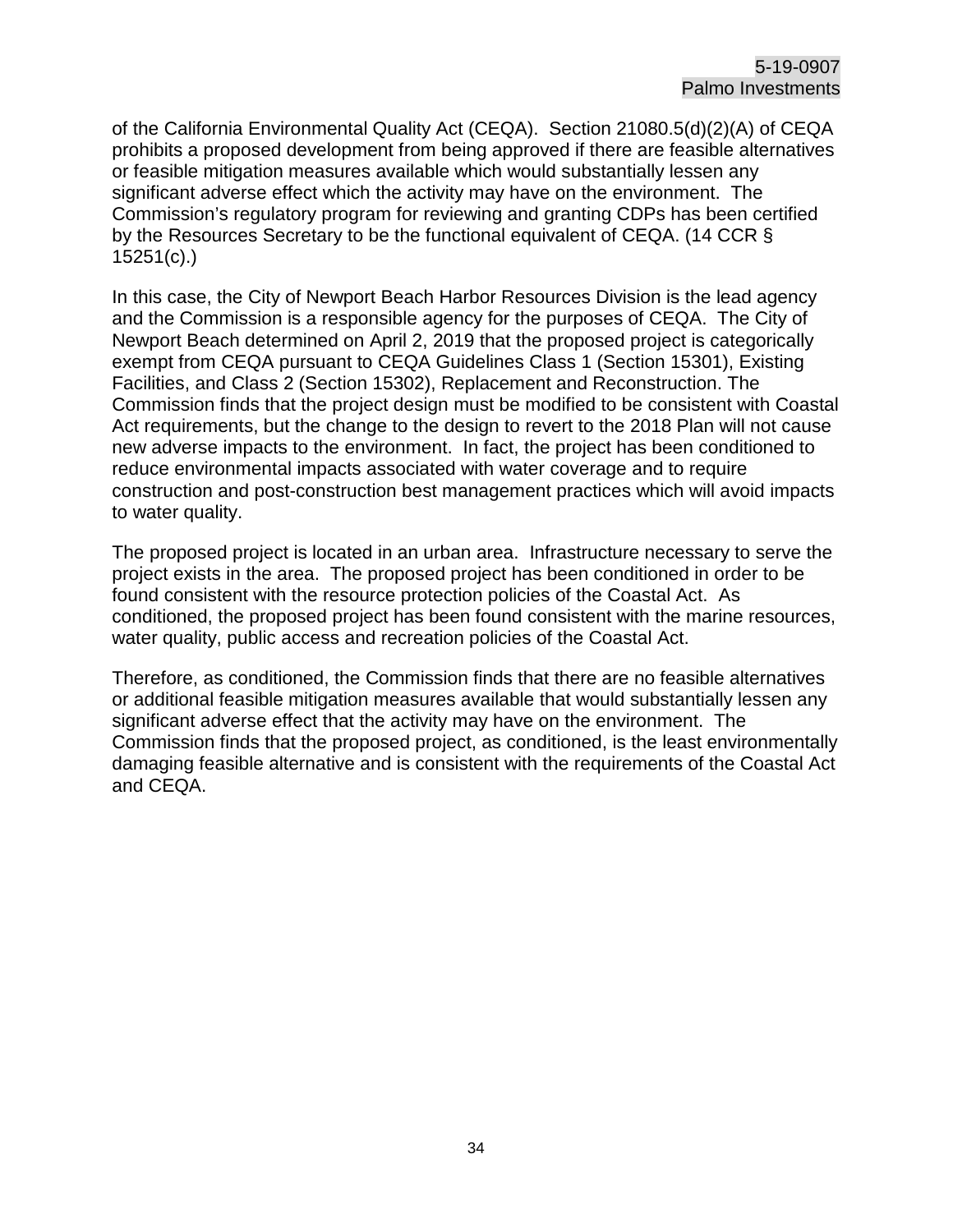of the California Environmental Quality Act (CEQA). Section 21080.5(d)(2)(A) of CEQA prohibits a proposed development from being approved if there are feasible alternatives or feasible mitigation measures available which would substantially lessen any significant adverse effect which the activity may have on the environment. The Commission's regulatory program for reviewing and granting CDPs has been certified by the Resources Secretary to be the functional equivalent of CEQA. (14 CCR § 15251(c).)

In this case, the City of Newport Beach Harbor Resources Division is the lead agency and the Commission is a responsible agency for the purposes of CEQA. The City of Newport Beach determined on April 2, 2019 that the proposed project is categorically exempt from CEQA pursuant to CEQA Guidelines Class 1 (Section 15301), Existing Facilities, and Class 2 (Section 15302), Replacement and Reconstruction. The Commission finds that the project design must be modified to be consistent with Coastal Act requirements, but the change to the design to revert to the 2018 Plan will not cause new adverse impacts to the environment. In fact, the project has been conditioned to reduce environmental impacts associated with water coverage and to require construction and post-construction best management practices which will avoid impacts to water quality.

The proposed project is located in an urban area. Infrastructure necessary to serve the project exists in the area. The proposed project has been conditioned in order to be found consistent with the resource protection policies of the Coastal Act. As conditioned, the proposed project has been found consistent with the marine resources, water quality, public access and recreation policies of the Coastal Act.

Therefore, as conditioned, the Commission finds that there are no feasible alternatives or additional feasible mitigation measures available that would substantially lessen any significant adverse effect that the activity may have on the environment. The Commission finds that the proposed project, as conditioned, is the least environmentally damaging feasible alternative and is consistent with the requirements of the Coastal Act and CEQA.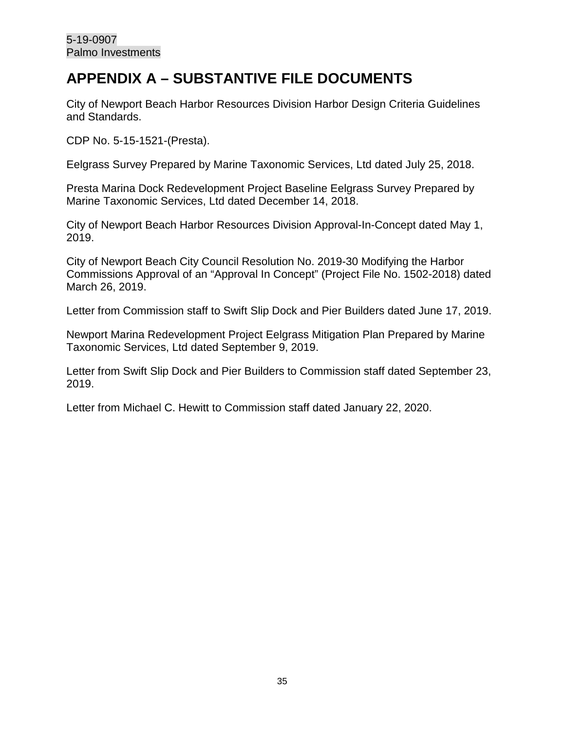# APPENDIX A – SUBSTANTIVE FILE DOCUMENTS

City of Newport Beach Harbor Resources Division Harbor Design Criteria Guidelines and Standards.

CDP No. 5-15-1521-(Presta).

Eelgrass Survey Prepared by Marine Taxonomic Services, Ltd dated July 25, 2018.

Presta Marina Dock Redevelopment Project Baseline Eelgrass Survey Prepared by Marine Taxonomic Services, Ltd dated December 14, 2018.

City of Newport Beach Harbor Resources Division Approval-In-Concept dated May 1, 2019.

City of Newport Beach City Council Resolution No. 2019-30 Modifying the Harbor Commissions Approval of an "Approval In Concept" (Project File No. 1502-2018) dated March 26, 2019.

Letter from Commission staff to Swift Slip Dock and Pier Builders dated June 17, 2019.

Newport Marina Redevelopment Project Eelgrass Mitigation Plan Prepared by Marine Taxonomic Services, Ltd dated September 9, 2019.

Letter from Swift Slip Dock and Pier Builders to Commission staff dated September 23, 2019.

Letter from Michael C. Hewitt to Commission staff dated January 22, 2020.